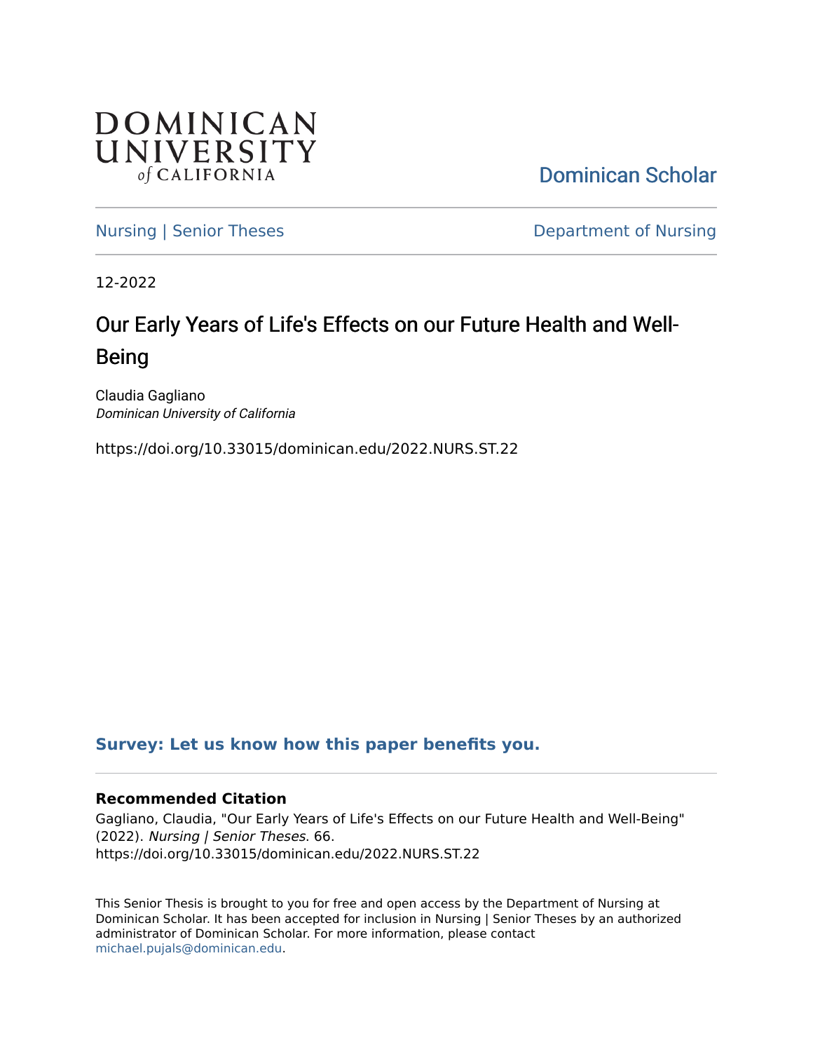DOMINICAN UNIVERSITY *of* CALIFORNIA

Dominican Scholar

Nursing | Senior Theses

Department of Nursing

12-2022

# Our Early Years of Life's Effects on our Future Health and Well-Being

Claudia Gagliano
*Dominican University of California*

https://doi.org/10.33015/dominican.edu/2022.NURS.ST.22

**Survey: Let us know how this paper benefits you.**

**Recommended Citation**

Gagliano, Claudia, "Our Early Years of Life's Effects on our Future Health and Well-Being" (2022). *Nursing | Senior Theses*. 66.
https://doi.org/10.33015/dominican.edu/2022.NURS.ST.22

This Senior Thesis is brought to you for free and open access by the Department of Nursing at Dominican Scholar. It has been accepted for inclusion in Nursing | Senior Theses by an authorized administrator of Dominican Scholar. For more information, please contact michael.pujals@dominican.edu.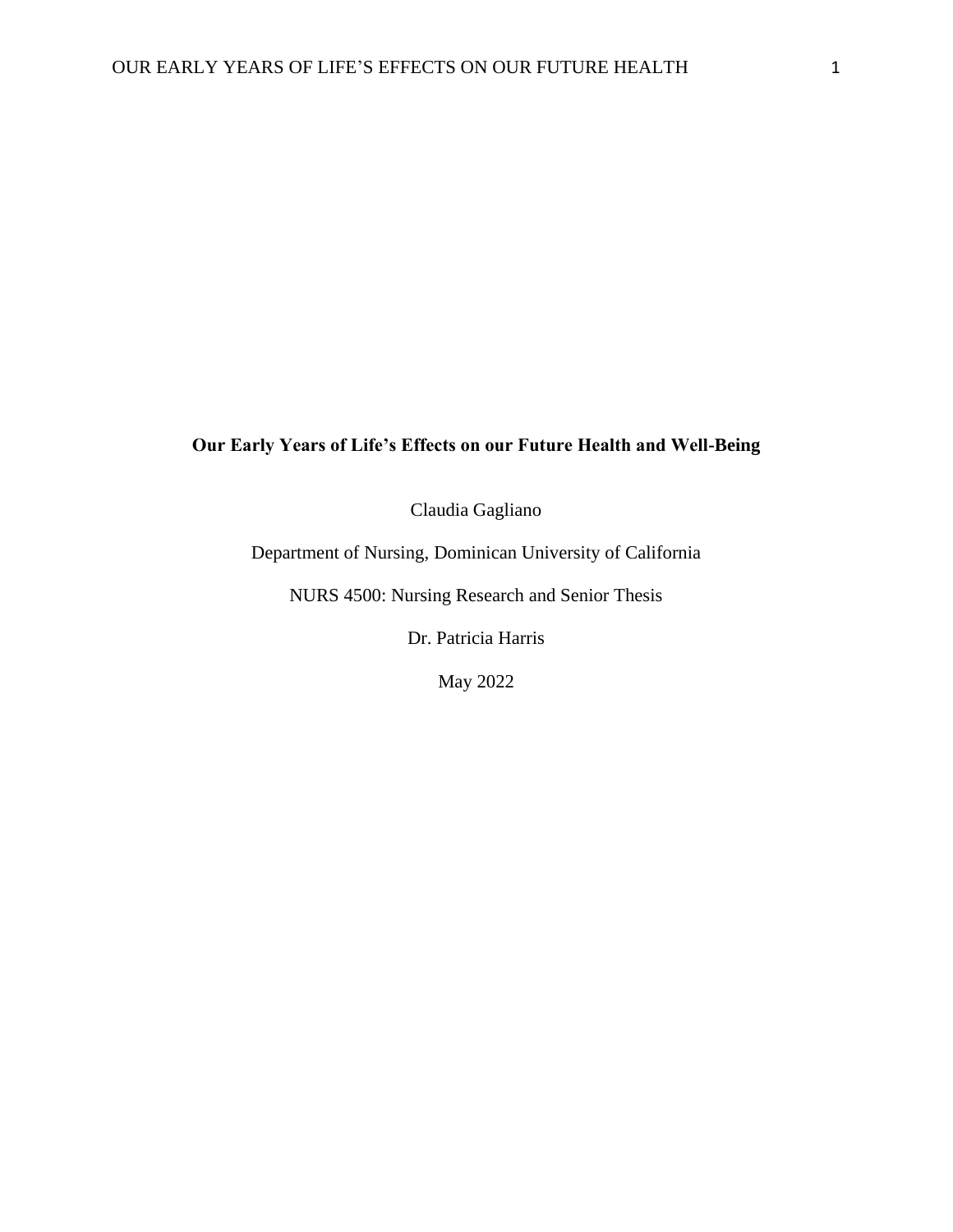**Our Early Years of Life's Effects on our Future Health and Well-Being**

Claudia Gagliano

Department of Nursing, Dominican University of California

NURS 4500: Nursing Research and Senior Thesis

Dr. Patricia Harris

May 2022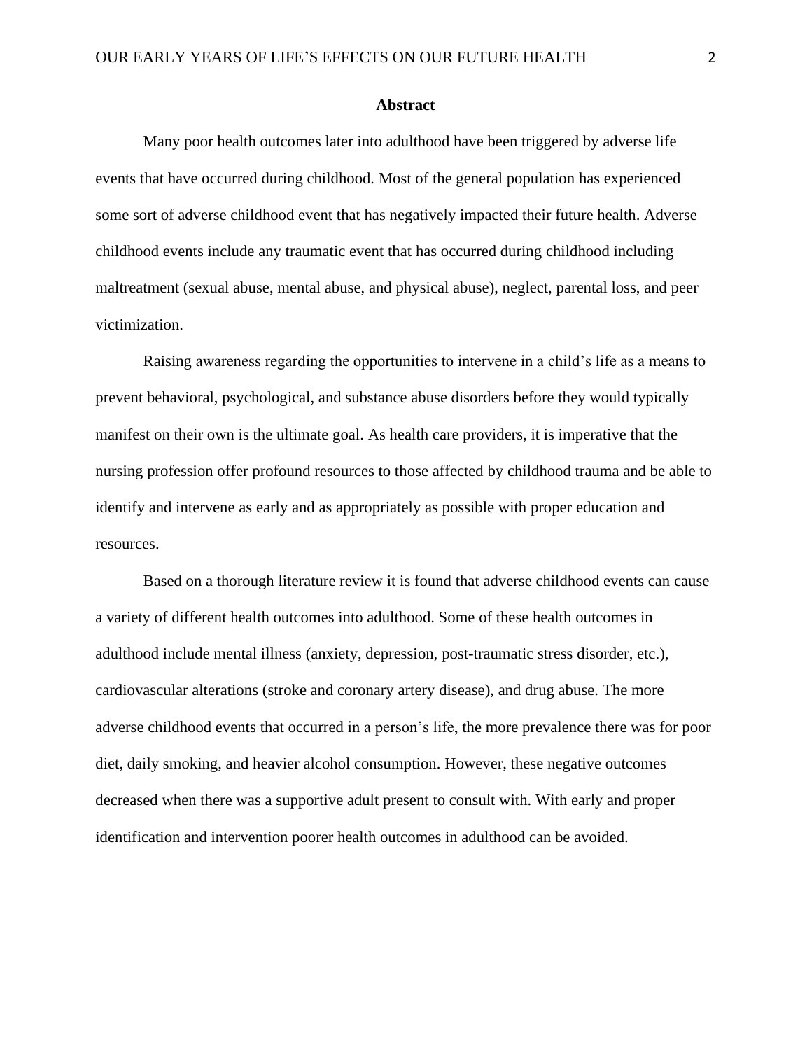## Abstract

Many poor health outcomes later into adulthood have been triggered by adverse life events that have occurred during childhood. Most of the general population has experienced some sort of adverse childhood event that has negatively impacted their future health. Adverse childhood events include any traumatic event that has occurred during childhood including maltreatment (sexual abuse, mental abuse, and physical abuse), neglect, parental loss, and peer victimization.

Raising awareness regarding the opportunities to intervene in a child's life as a means to prevent behavioral, psychological, and substance abuse disorders before they would typically manifest on their own is the ultimate goal. As health care providers, it is imperative that the nursing profession offer profound resources to those affected by childhood trauma and be able to identify and intervene as early and as appropriately as possible with proper education and resources.

Based on a thorough literature review it is found that adverse childhood events can cause a variety of different health outcomes into adulthood. Some of these health outcomes in adulthood include mental illness (anxiety, depression, post-traumatic stress disorder, etc.), cardiovascular alterations (stroke and coronary artery disease), and drug abuse. The more adverse childhood events that occurred in a person's life, the more prevalence there was for poor diet, daily smoking, and heavier alcohol consumption. However, these negative outcomes decreased when there was a supportive adult present to consult with. With early and proper identification and intervention poorer health outcomes in adulthood can be avoided.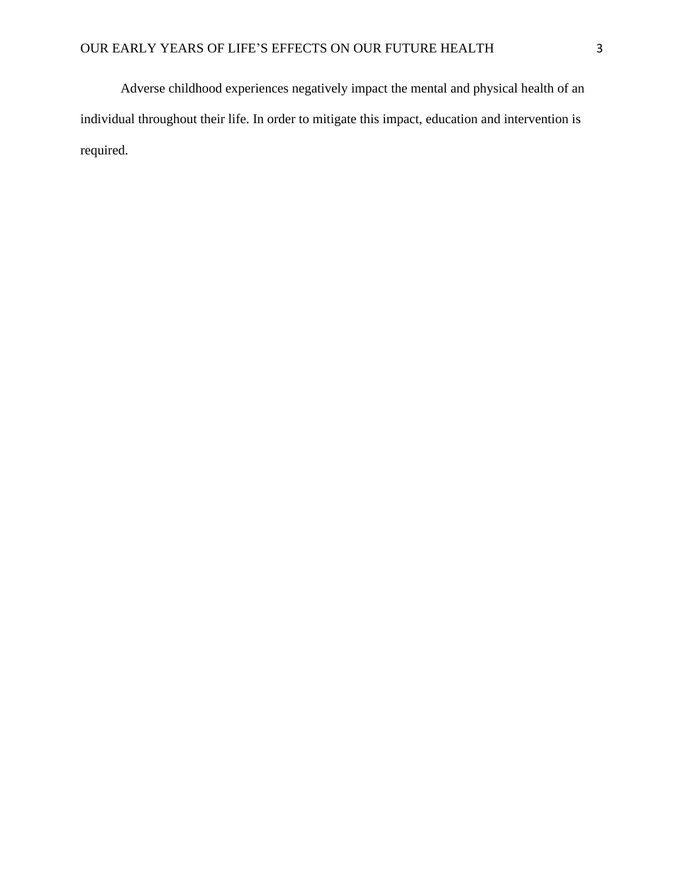Adverse childhood experiences negatively impact the mental and physical health of an individual throughout their life. In order to mitigate this impact, education and intervention is required.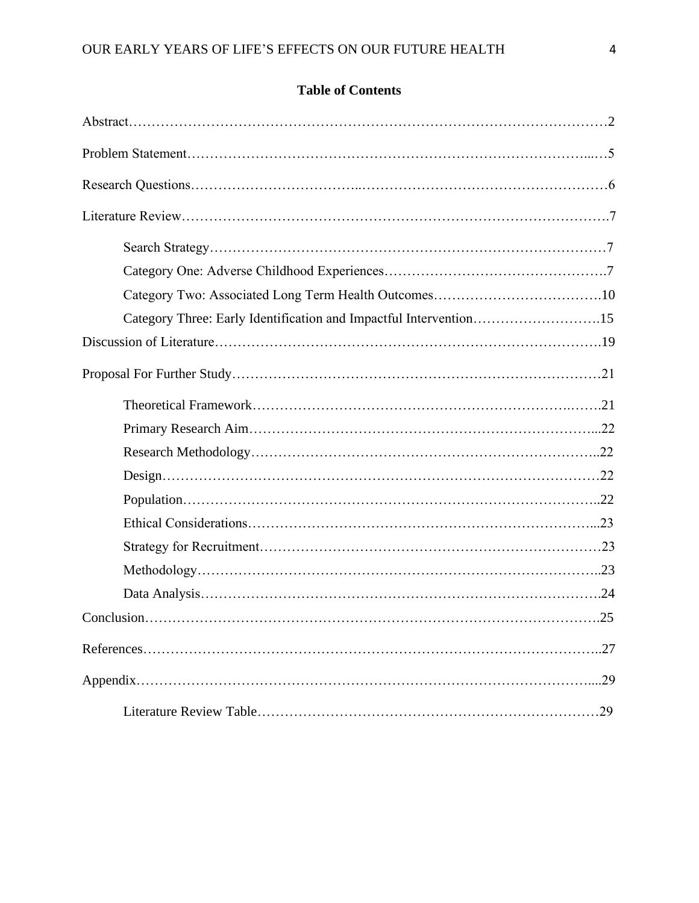## Table of Contents

Abstract…………………………………………………………………………………………2

Problem Statement……………………………………………………………………………...…5

Research Questions………………………………..……………………………………………6

Literature Review…………………………………………………………………………….7

- Search Strategy…………………………………………………………………………7
- Category One: Adverse Childhood Experiences……………………………………….7
- Category Two: Associated Long Term Health Outcomes……………………………….10
- Category Three: Early Identification and Impactful Intervention……………………….15

Discussion of Literature……………………………………………………………………….19

Proposal For Further Study……………………………………………………………………21

- Theoretical Framework…………………………………………………………….…….21
- Primary Research Aim…………………………………………………………………...22
- Research Methodology…………………………………………………………………..22
- Design……………………………………………………………………………………22
- Population……………………………………………………………………………..22
- Ethical Considerations…………………………………………………………………...23
- Strategy for Recruitment…………………………………………………………………23
- Methodology……………………………………………………………………………..23
- Data Analysis…………………………………………………………………………….24

Conclusion…………………………………………………………………………………….25

References……………………………………………………………………………………..27

Appendix……………………………………………………………………………………....29

- Literature Review Table…………………………………………………………………29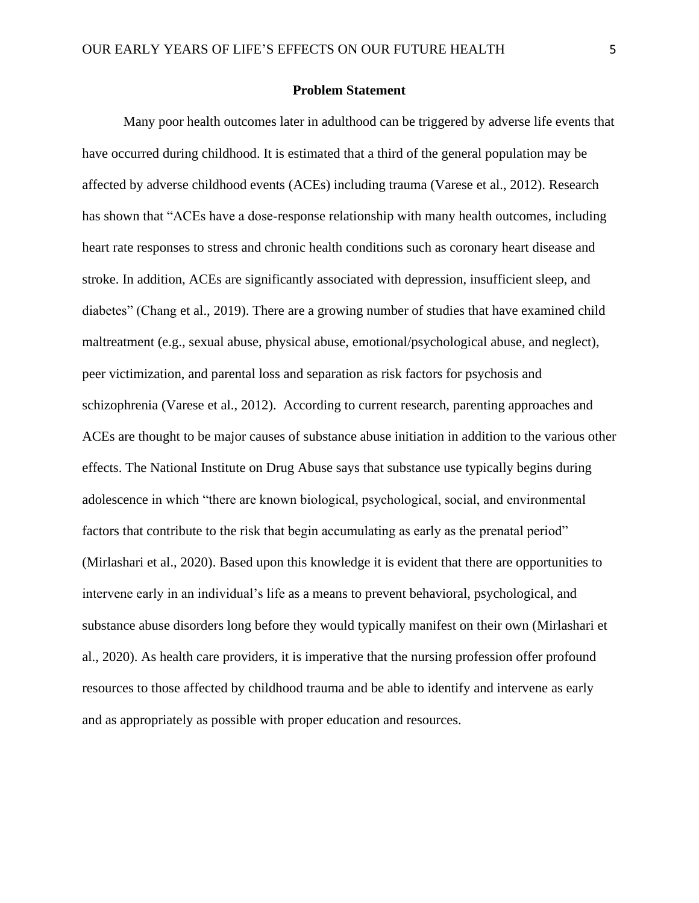## Problem Statement

Many poor health outcomes later in adulthood can be triggered by adverse life events that have occurred during childhood. It is estimated that a third of the general population may be affected by adverse childhood events (ACEs) including trauma (Varese et al., 2012). Research has shown that "ACEs have a dose-response relationship with many health outcomes, including heart rate responses to stress and chronic health conditions such as coronary heart disease and stroke. In addition, ACEs are significantly associated with depression, insufficient sleep, and diabetes" (Chang et al., 2019). There are a growing number of studies that have examined child maltreatment (e.g., sexual abuse, physical abuse, emotional/psychological abuse, and neglect), peer victimization, and parental loss and separation as risk factors for psychosis and schizophrenia (Varese et al., 2012). According to current research, parenting approaches and ACEs are thought to be major causes of substance abuse initiation in addition to the various other effects. The National Institute on Drug Abuse says that substance use typically begins during adolescence in which "there are known biological, psychological, social, and environmental factors that contribute to the risk that begin accumulating as early as the prenatal period" (Mirlashari et al., 2020). Based upon this knowledge it is evident that there are opportunities to intervene early in an individual's life as a means to prevent behavioral, psychological, and substance abuse disorders long before they would typically manifest on their own (Mirlashari et al., 2020). As health care providers, it is imperative that the nursing profession offer profound resources to those affected by childhood trauma and be able to identify and intervene as early and as appropriately as possible with proper education and resources.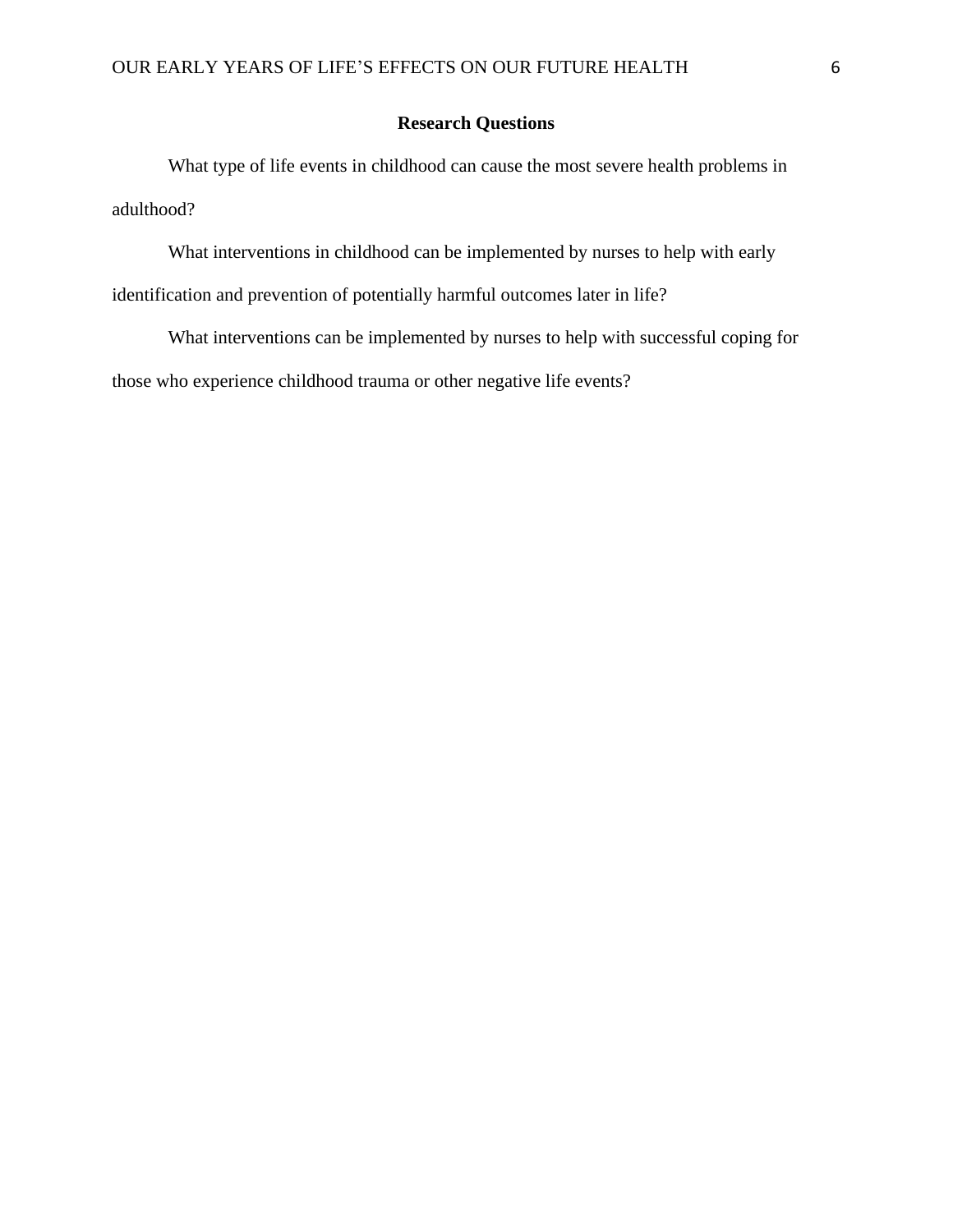## Research Questions

What type of life events in childhood can cause the most severe health problems in adulthood?

What interventions in childhood can be implemented by nurses to help with early identification and prevention of potentially harmful outcomes later in life?

What interventions can be implemented by nurses to help with successful coping for those who experience childhood trauma or other negative life events?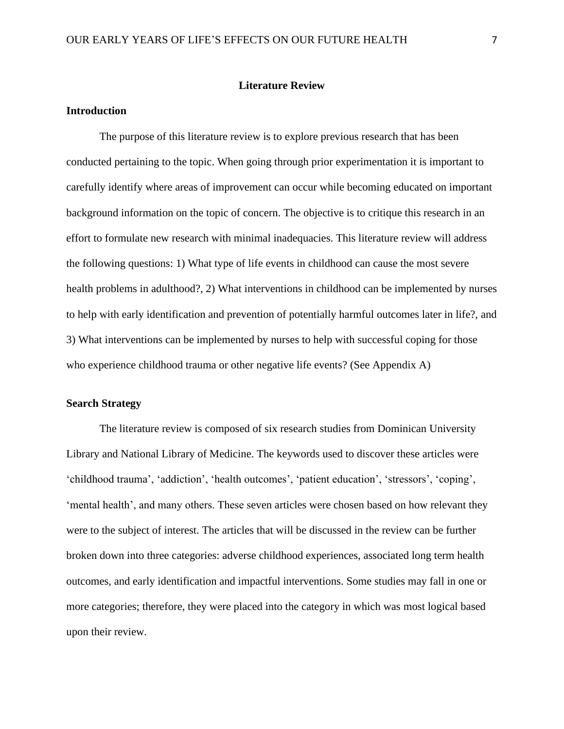## Literature Review

### Introduction

The purpose of this literature review is to explore previous research that has been conducted pertaining to the topic. When going through prior experimentation it is important to carefully identify where areas of improvement can occur while becoming educated on important background information on the topic of concern. The objective is to critique this research in an effort to formulate new research with minimal inadequacies. This literature review will address the following questions: 1) What type of life events in childhood can cause the most severe health problems in adulthood?, 2) What interventions in childhood can be implemented by nurses to help with early identification and prevention of potentially harmful outcomes later in life?, and 3) What interventions can be implemented by nurses to help with successful coping for those who experience childhood trauma or other negative life events? (See Appendix A)

### Search Strategy

The literature review is composed of six research studies from Dominican University Library and National Library of Medicine. The keywords used to discover these articles were 'childhood trauma', 'addiction', 'health outcomes', 'patient education', 'stressors', 'coping', 'mental health', and many others. These seven articles were chosen based on how relevant they were to the subject of interest. The articles that will be discussed in the review can be further broken down into three categories: adverse childhood experiences, associated long term health outcomes, and early identification and impactful interventions. Some studies may fall in one or more categories; therefore, they were placed into the category in which was most logical based upon their review.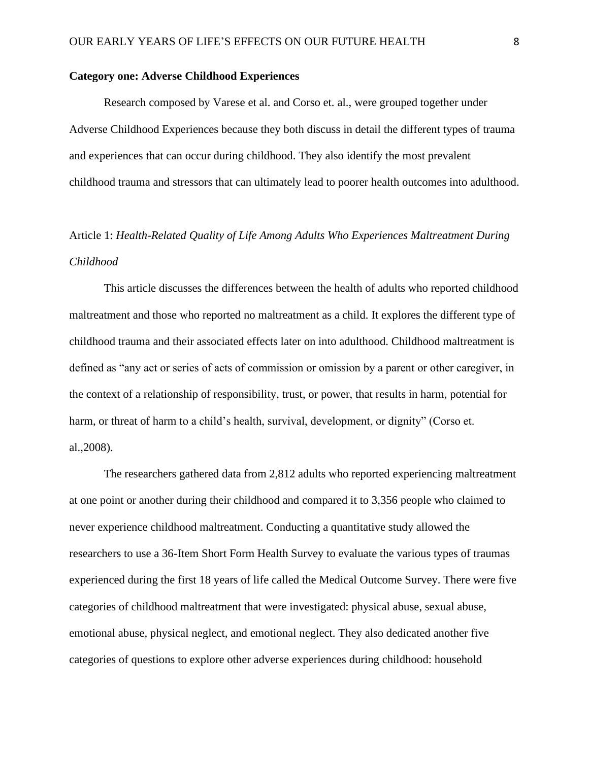**Category one: Adverse Childhood Experiences**

Research composed by Varese et al. and Corso et. al., were grouped together under Adverse Childhood Experiences because they both discuss in detail the different types of trauma and experiences that can occur during childhood. They also identify the most prevalent childhood trauma and stressors that can ultimately lead to poorer health outcomes into adulthood.

Article 1: *Health-Related Quality of Life Among Adults Who Experiences Maltreatment During Childhood*

This article discusses the differences between the health of adults who reported childhood maltreatment and those who reported no maltreatment as a child. It explores the different type of childhood trauma and their associated effects later on into adulthood. Childhood maltreatment is defined as "any act or series of acts of commission or omission by a parent or other caregiver, in the context of a relationship of responsibility, trust, or power, that results in harm, potential for harm, or threat of harm to a child's health, survival, development, or dignity" (Corso et. al.,2008).

The researchers gathered data from 2,812 adults who reported experiencing maltreatment at one point or another during their childhood and compared it to 3,356 people who claimed to never experience childhood maltreatment. Conducting a quantitative study allowed the researchers to use a 36-Item Short Form Health Survey to evaluate the various types of traumas experienced during the first 18 years of life called the Medical Outcome Survey. There were five categories of childhood maltreatment that were investigated: physical abuse, sexual abuse, emotional abuse, physical neglect, and emotional neglect. They also dedicated another five categories of questions to explore other adverse experiences during childhood: household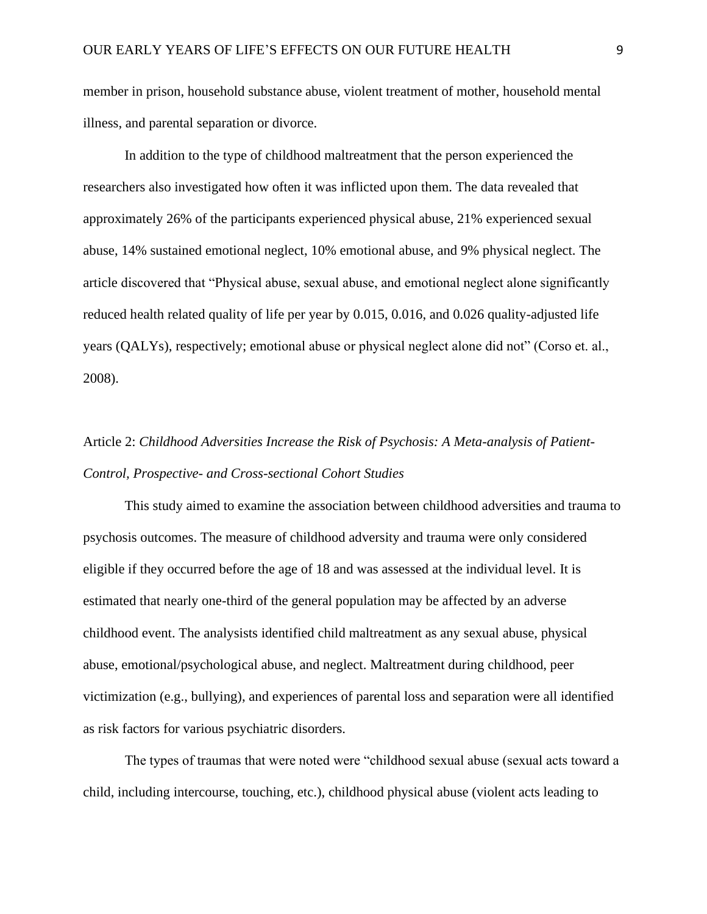member in prison, household substance abuse, violent treatment of mother, household mental illness, and parental separation or divorce.

In addition to the type of childhood maltreatment that the person experienced the researchers also investigated how often it was inflicted upon them. The data revealed that approximately 26% of the participants experienced physical abuse, 21% experienced sexual abuse, 14% sustained emotional neglect, 10% emotional abuse, and 9% physical neglect. The article discovered that "Physical abuse, sexual abuse, and emotional neglect alone significantly reduced health related quality of life per year by 0.015, 0.016, and 0.026 quality-adjusted life years (QALYs), respectively; emotional abuse or physical neglect alone did not" (Corso et. al., 2008).

Article 2: *Childhood Adversities Increase the Risk of Psychosis: A Meta-analysis of Patient-Control, Prospective- and Cross-sectional Cohort Studies*

This study aimed to examine the association between childhood adversities and trauma to psychosis outcomes. The measure of childhood adversity and trauma were only considered eligible if they occurred before the age of 18 and was assessed at the individual level. It is estimated that nearly one-third of the general population may be affected by an adverse childhood event. The analysists identified child maltreatment as any sexual abuse, physical abuse, emotional/psychological abuse, and neglect. Maltreatment during childhood, peer victimization (e.g., bullying), and experiences of parental loss and separation were all identified as risk factors for various psychiatric disorders.

The types of traumas that were noted were "childhood sexual abuse (sexual acts toward a child, including intercourse, touching, etc.), childhood physical abuse (violent acts leading to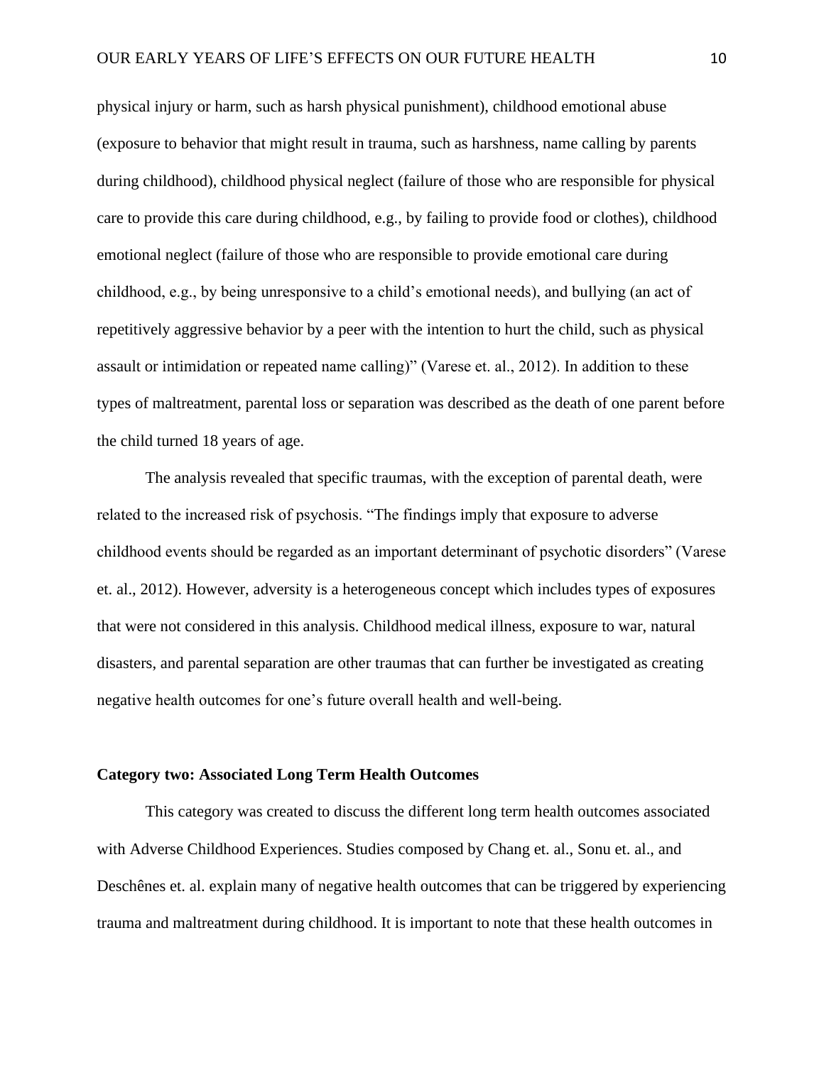physical injury or harm, such as harsh physical punishment), childhood emotional abuse (exposure to behavior that might result in trauma, such as harshness, name calling by parents during childhood), childhood physical neglect (failure of those who are responsible for physical care to provide this care during childhood, e.g., by failing to provide food or clothes), childhood emotional neglect (failure of those who are responsible to provide emotional care during childhood, e.g., by being unresponsive to a child's emotional needs), and bullying (an act of repetitively aggressive behavior by a peer with the intention to hurt the child, such as physical assault or intimidation or repeated name calling)" (Varese et. al., 2012). In addition to these types of maltreatment, parental loss or separation was described as the death of one parent before the child turned 18 years of age.

The analysis revealed that specific traumas, with the exception of parental death, were related to the increased risk of psychosis. "The findings imply that exposure to adverse childhood events should be regarded as an important determinant of psychotic disorders" (Varese et. al., 2012). However, adversity is a heterogeneous concept which includes types of exposures that were not considered in this analysis. Childhood medical illness, exposure to war, natural disasters, and parental separation are other traumas that can further be investigated as creating negative health outcomes for one's future overall health and well-being.

**Category two: Associated Long Term Health Outcomes**

This category was created to discuss the different long term health outcomes associated with Adverse Childhood Experiences. Studies composed by Chang et. al., Sonu et. al., and Deschênes et. al. explain many of negative health outcomes that can be triggered by experiencing trauma and maltreatment during childhood. It is important to note that these health outcomes in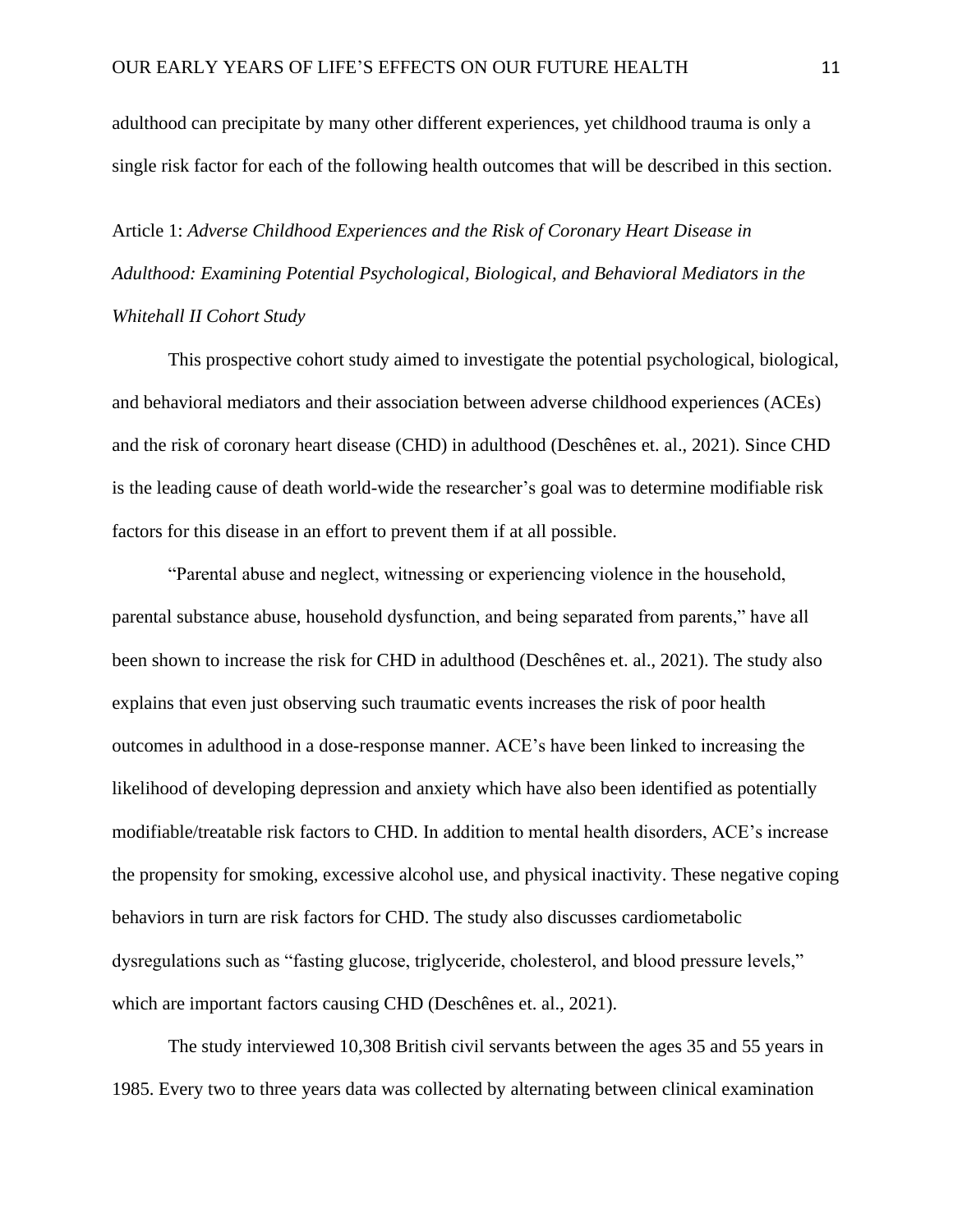adulthood can precipitate by many other different experiences, yet childhood trauma is only a single risk factor for each of the following health outcomes that will be described in this section.

Article 1: *Adverse Childhood Experiences and the Risk of Coronary Heart Disease in Adulthood: Examining Potential Psychological, Biological, and Behavioral Mediators in the Whitehall II Cohort Study*

This prospective cohort study aimed to investigate the potential psychological, biological, and behavioral mediators and their association between adverse childhood experiences (ACEs) and the risk of coronary heart disease (CHD) in adulthood (Deschênes et. al., 2021). Since CHD is the leading cause of death world-wide the researcher's goal was to determine modifiable risk factors for this disease in an effort to prevent them if at all possible.

"Parental abuse and neglect, witnessing or experiencing violence in the household, parental substance abuse, household dysfunction, and being separated from parents," have all been shown to increase the risk for CHD in adulthood (Deschênes et. al., 2021). The study also explains that even just observing such traumatic events increases the risk of poor health outcomes in adulthood in a dose-response manner. ACE's have been linked to increasing the likelihood of developing depression and anxiety which have also been identified as potentially modifiable/treatable risk factors to CHD. In addition to mental health disorders, ACE's increase the propensity for smoking, excessive alcohol use, and physical inactivity. These negative coping behaviors in turn are risk factors for CHD. The study also discusses cardiometabolic dysregulations such as "fasting glucose, triglyceride, cholesterol, and blood pressure levels," which are important factors causing CHD (Deschênes et. al., 2021).

The study interviewed 10,308 British civil servants between the ages 35 and 55 years in 1985. Every two to three years data was collected by alternating between clinical examination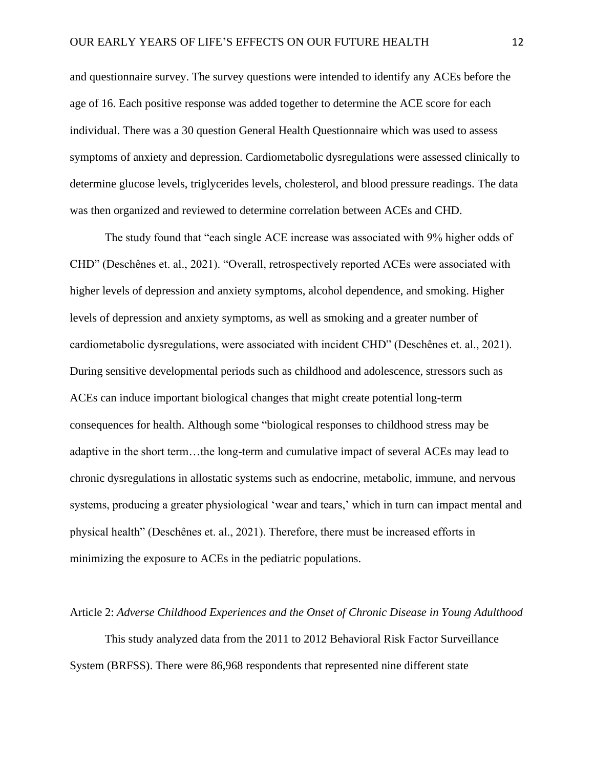and questionnaire survey. The survey questions were intended to identify any ACEs before the age of 16. Each positive response was added together to determine the ACE score for each individual. There was a 30 question General Health Questionnaire which was used to assess symptoms of anxiety and depression. Cardiometabolic dysregulations were assessed clinically to determine glucose levels, triglycerides levels, cholesterol, and blood pressure readings. The data was then organized and reviewed to determine correlation between ACEs and CHD.

The study found that "each single ACE increase was associated with 9% higher odds of CHD" (Deschênes et. al., 2021). "Overall, retrospectively reported ACEs were associated with higher levels of depression and anxiety symptoms, alcohol dependence, and smoking. Higher levels of depression and anxiety symptoms, as well as smoking and a greater number of cardiometabolic dysregulations, were associated with incident CHD" (Deschênes et. al., 2021). During sensitive developmental periods such as childhood and adolescence, stressors such as ACEs can induce important biological changes that might create potential long-term consequences for health. Although some "biological responses to childhood stress may be adaptive in the short term…the long-term and cumulative impact of several ACEs may lead to chronic dysregulations in allostatic systems such as endocrine, metabolic, immune, and nervous systems, producing a greater physiological 'wear and tears,' which in turn can impact mental and physical health" (Deschênes et. al., 2021). Therefore, there must be increased efforts in minimizing the exposure to ACEs in the pediatric populations.

Article 2: *Adverse Childhood Experiences and the Onset of Chronic Disease in Young Adulthood*

This study analyzed data from the 2011 to 2012 Behavioral Risk Factor Surveillance System (BRFSS). There were 86,968 respondents that represented nine different state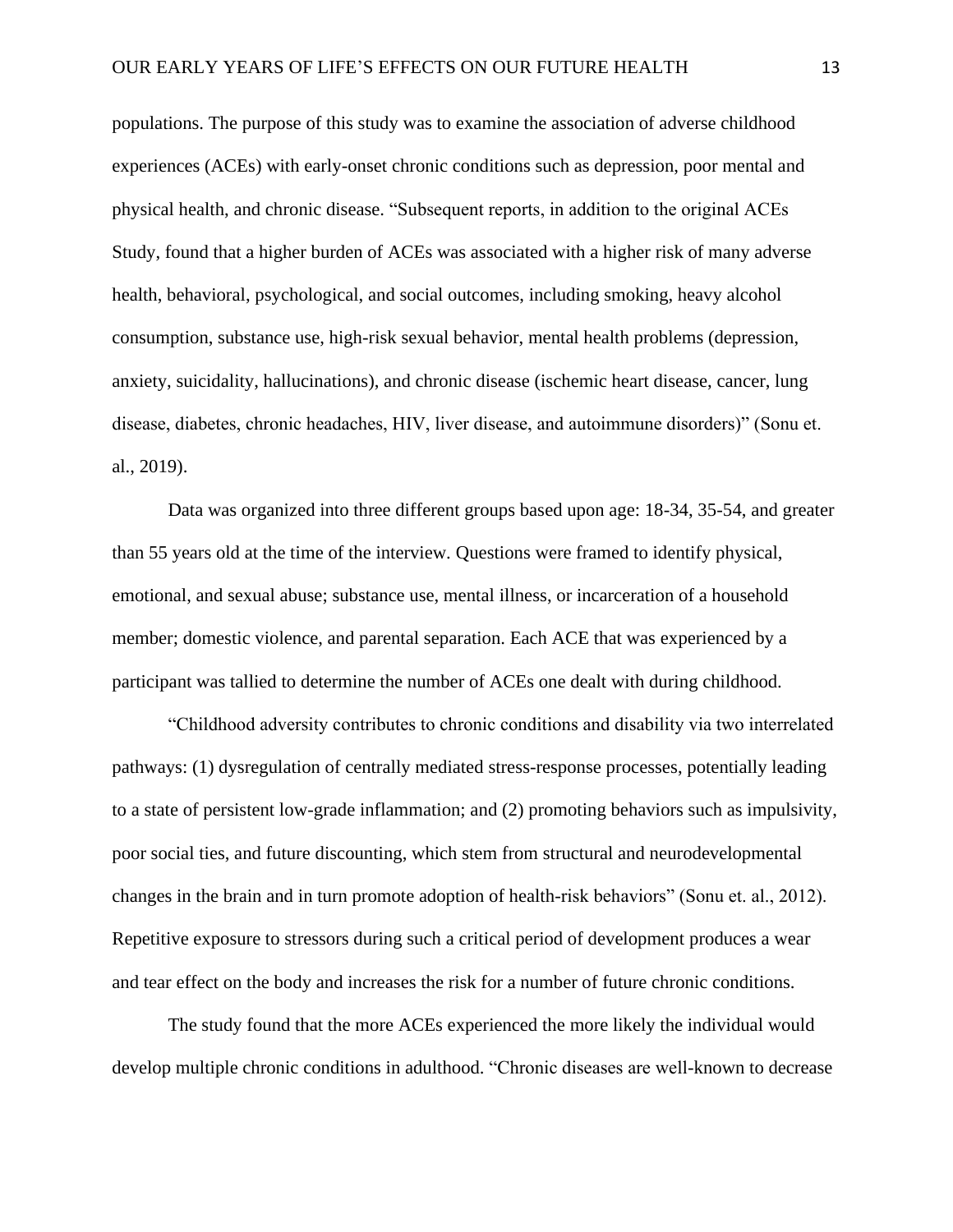populations. The purpose of this study was to examine the association of adverse childhood experiences (ACEs) with early-onset chronic conditions such as depression, poor mental and physical health, and chronic disease. "Subsequent reports, in addition to the original ACEs Study, found that a higher burden of ACEs was associated with a higher risk of many adverse health, behavioral, psychological, and social outcomes, including smoking, heavy alcohol consumption, substance use, high-risk sexual behavior, mental health problems (depression, anxiety, suicidality, hallucinations), and chronic disease (ischemic heart disease, cancer, lung disease, diabetes, chronic headaches, HIV, liver disease, and autoimmune disorders)" (Sonu et. al., 2019).

Data was organized into three different groups based upon age: 18-34, 35-54, and greater than 55 years old at the time of the interview. Questions were framed to identify physical, emotional, and sexual abuse; substance use, mental illness, or incarceration of a household member; domestic violence, and parental separation. Each ACE that was experienced by a participant was tallied to determine the number of ACEs one dealt with during childhood.

"Childhood adversity contributes to chronic conditions and disability via two interrelated pathways: (1) dysregulation of centrally mediated stress-response processes, potentially leading to a state of persistent low-grade inflammation; and (2) promoting behaviors such as impulsivity, poor social ties, and future discounting, which stem from structural and neurodevelopmental changes in the brain and in turn promote adoption of health-risk behaviors" (Sonu et. al., 2012). Repetitive exposure to stressors during such a critical period of development produces a wear and tear effect on the body and increases the risk for a number of future chronic conditions.

The study found that the more ACEs experienced the more likely the individual would develop multiple chronic conditions in adulthood. "Chronic diseases are well-known to decrease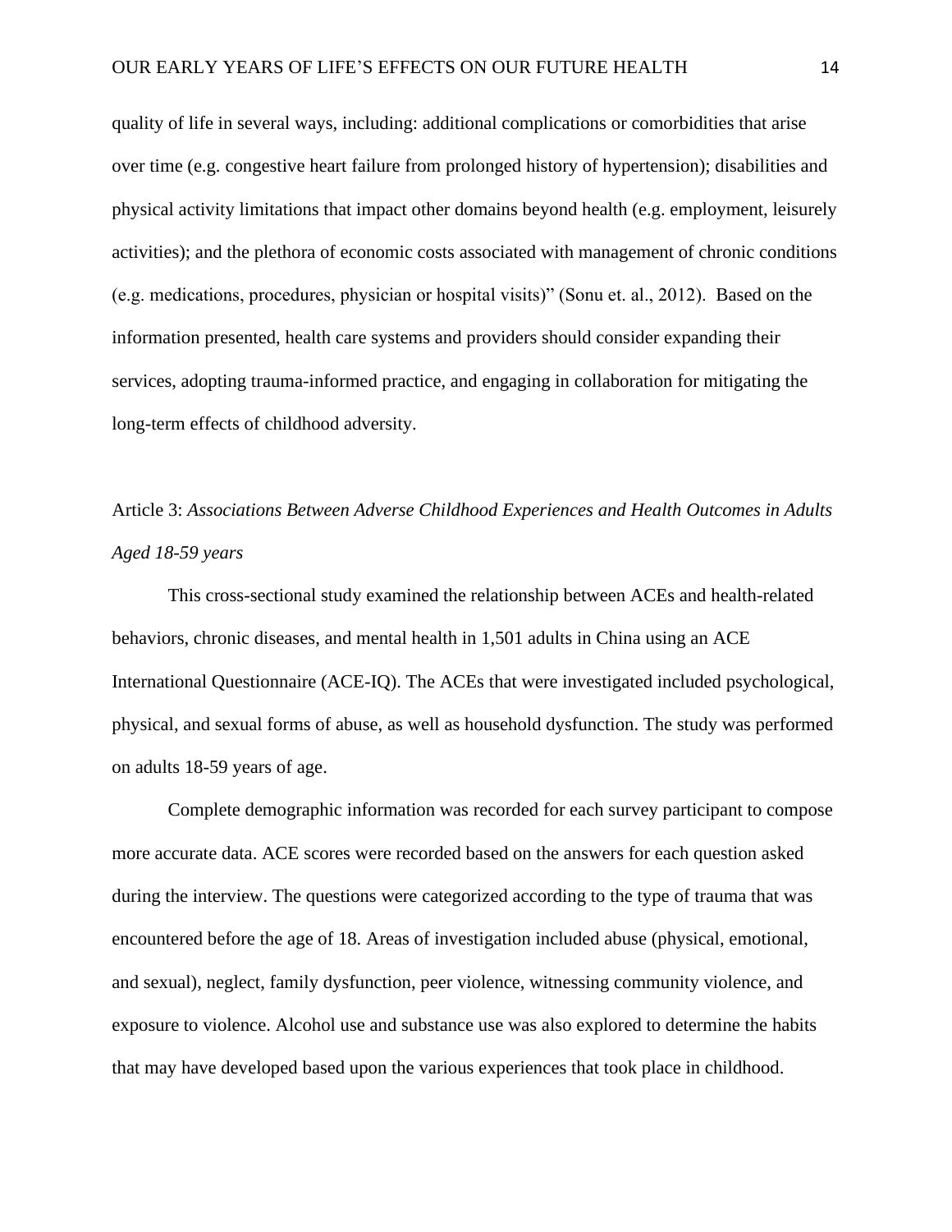quality of life in several ways, including: additional complications or comorbidities that arise over time (e.g. congestive heart failure from prolonged history of hypertension); disabilities and physical activity limitations that impact other domains beyond health (e.g. employment, leisurely activities); and the plethora of economic costs associated with management of chronic conditions (e.g. medications, procedures, physician or hospital visits)" (Sonu et. al., 2012). Based on the information presented, health care systems and providers should consider expanding their services, adopting trauma-informed practice, and engaging in collaboration for mitigating the long-term effects of childhood adversity.

Article 3: *Associations Between Adverse Childhood Experiences and Health Outcomes in Adults Aged 18-59 years*

This cross-sectional study examined the relationship between ACEs and health-related behaviors, chronic diseases, and mental health in 1,501 adults in China using an ACE International Questionnaire (ACE-IQ). The ACEs that were investigated included psychological, physical, and sexual forms of abuse, as well as household dysfunction. The study was performed on adults 18-59 years of age.

Complete demographic information was recorded for each survey participant to compose more accurate data. ACE scores were recorded based on the answers for each question asked during the interview. The questions were categorized according to the type of trauma that was encountered before the age of 18. Areas of investigation included abuse (physical, emotional, and sexual), neglect, family dysfunction, peer violence, witnessing community violence, and exposure to violence. Alcohol use and substance use was also explored to determine the habits that may have developed based upon the various experiences that took place in childhood.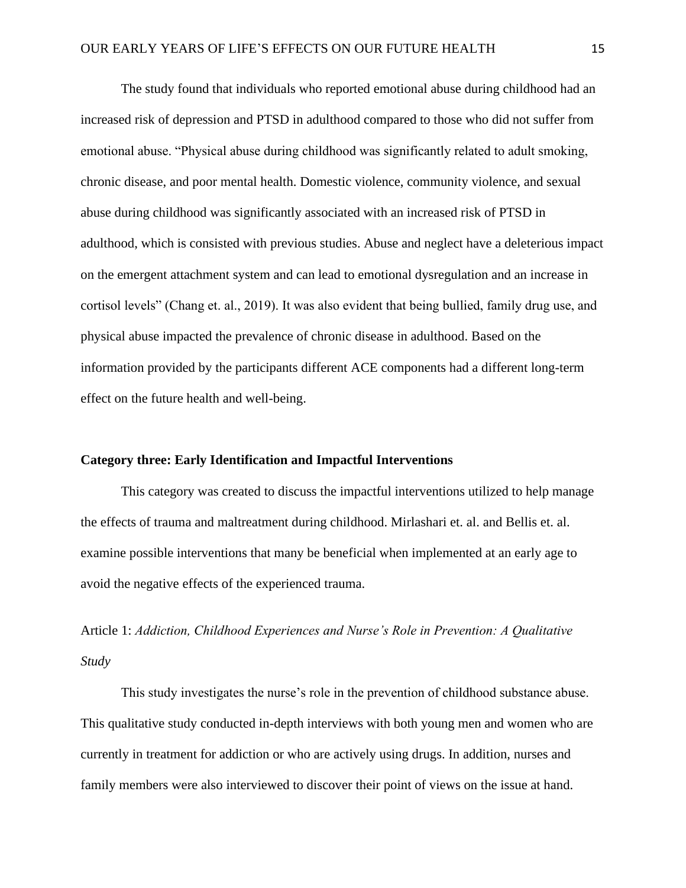The study found that individuals who reported emotional abuse during childhood had an increased risk of depression and PTSD in adulthood compared to those who did not suffer from emotional abuse. “Physical abuse during childhood was significantly related to adult smoking, chronic disease, and poor mental health. Domestic violence, community violence, and sexual abuse during childhood was significantly associated with an increased risk of PTSD in adulthood, which is consisted with previous studies. Abuse and neglect have a deleterious impact on the emergent attachment system and can lead to emotional dysregulation and an increase in cortisol levels” (Chang et. al., 2019). It was also evident that being bullied, family drug use, and physical abuse impacted the prevalence of chronic disease in adulthood. Based on the information provided by the participants different ACE components had a different long-term effect on the future health and well-being.

**Category three: Early Identification and Impactful Interventions**

This category was created to discuss the impactful interventions utilized to help manage the effects of trauma and maltreatment during childhood. Mirlashari et. al. and Bellis et. al. examine possible interventions that many be beneficial when implemented at an early age to avoid the negative effects of the experienced trauma.

Article 1: *Addiction, Childhood Experiences and Nurse’s Role in Prevention: A Qualitative Study*

This study investigates the nurse’s role in the prevention of childhood substance abuse. This qualitative study conducted in-depth interviews with both young men and women who are currently in treatment for addiction or who are actively using drugs. In addition, nurses and family members were also interviewed to discover their point of views on the issue at hand.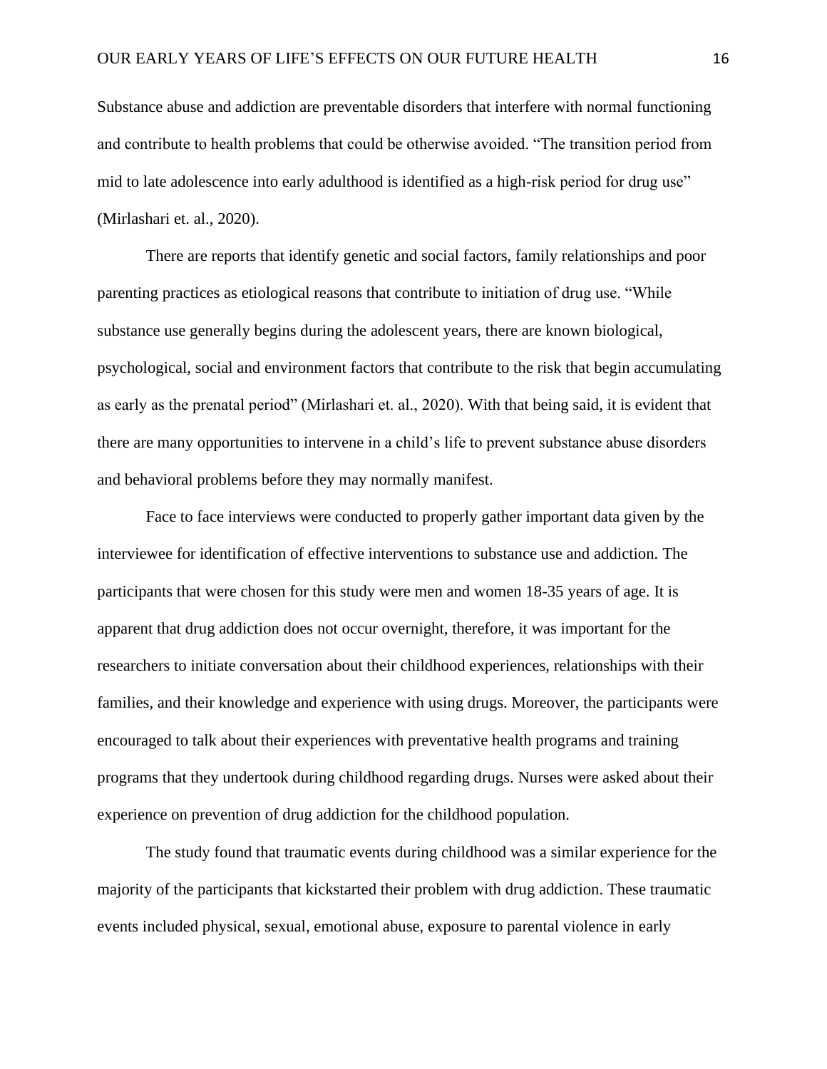Substance abuse and addiction are preventable disorders that interfere with normal functioning and contribute to health problems that could be otherwise avoided. “The transition period from mid to late adolescence into early adulthood is identified as a high-risk period for drug use” (Mirlashari et. al., 2020).

There are reports that identify genetic and social factors, family relationships and poor parenting practices as etiological reasons that contribute to initiation of drug use. “While substance use generally begins during the adolescent years, there are known biological, psychological, social and environment factors that contribute to the risk that begin accumulating as early as the prenatal period” (Mirlashari et. al., 2020). With that being said, it is evident that there are many opportunities to intervene in a child’s life to prevent substance abuse disorders and behavioral problems before they may normally manifest.

Face to face interviews were conducted to properly gather important data given by the interviewee for identification of effective interventions to substance use and addiction. The participants that were chosen for this study were men and women 18-35 years of age. It is apparent that drug addiction does not occur overnight, therefore, it was important for the researchers to initiate conversation about their childhood experiences, relationships with their families, and their knowledge and experience with using drugs. Moreover, the participants were encouraged to talk about their experiences with preventative health programs and training programs that they undertook during childhood regarding drugs. Nurses were asked about their experience on prevention of drug addiction for the childhood population.

The study found that traumatic events during childhood was a similar experience for the majority of the participants that kickstarted their problem with drug addiction. These traumatic events included physical, sexual, emotional abuse, exposure to parental violence in early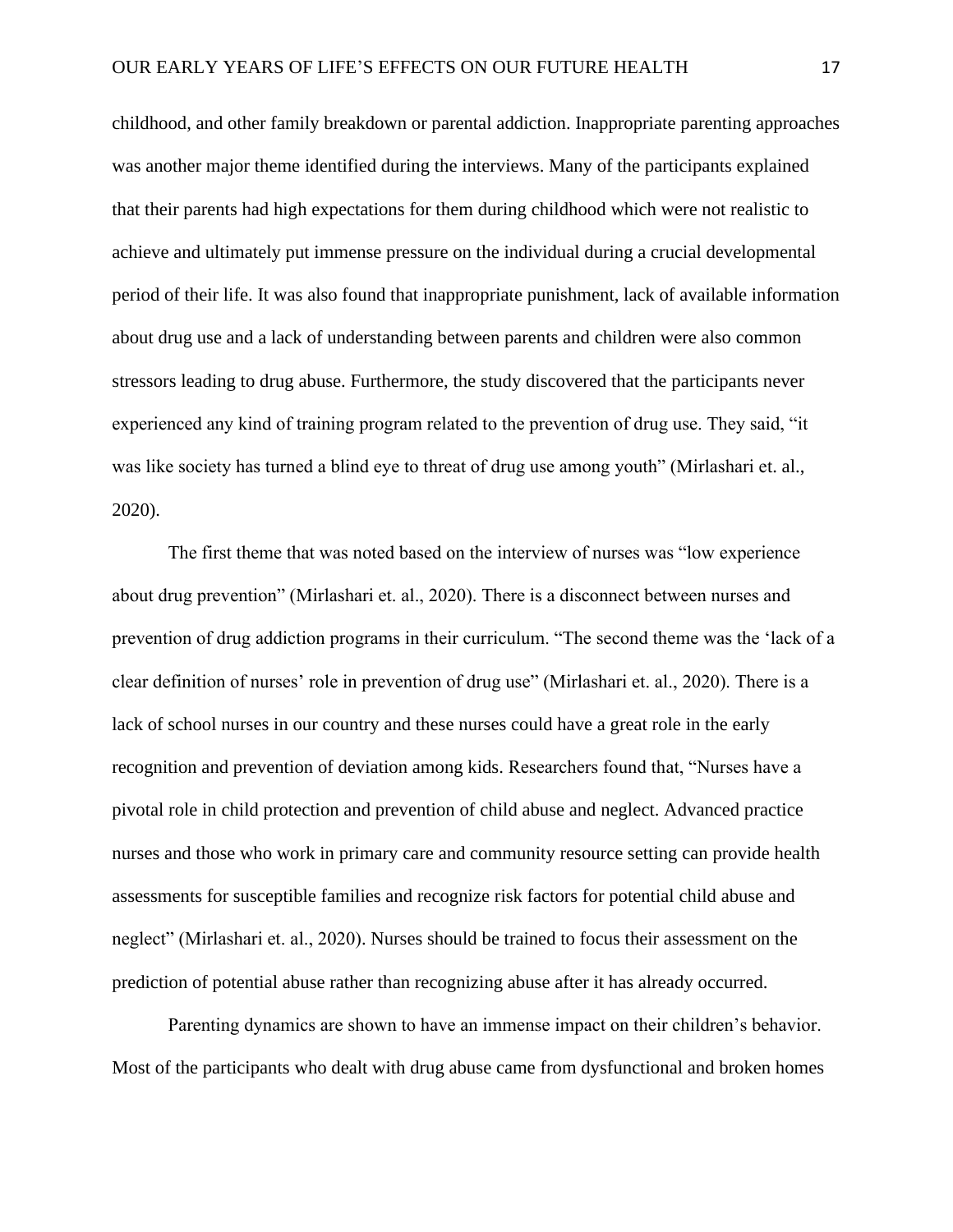childhood, and other family breakdown or parental addiction. Inappropriate parenting approaches was another major theme identified during the interviews. Many of the participants explained that their parents had high expectations for them during childhood which were not realistic to achieve and ultimately put immense pressure on the individual during a crucial developmental period of their life. It was also found that inappropriate punishment, lack of available information about drug use and a lack of understanding between parents and children were also common stressors leading to drug abuse. Furthermore, the study discovered that the participants never experienced any kind of training program related to the prevention of drug use. They said, "it was like society has turned a blind eye to threat of drug use among youth" (Mirlashari et. al., 2020).

The first theme that was noted based on the interview of nurses was "low experience about drug prevention" (Mirlashari et. al., 2020). There is a disconnect between nurses and prevention of drug addiction programs in their curriculum. "The second theme was the 'lack of a clear definition of nurses' role in prevention of drug use" (Mirlashari et. al., 2020). There is a lack of school nurses in our country and these nurses could have a great role in the early recognition and prevention of deviation among kids. Researchers found that, "Nurses have a pivotal role in child protection and prevention of child abuse and neglect. Advanced practice nurses and those who work in primary care and community resource setting can provide health assessments for susceptible families and recognize risk factors for potential child abuse and neglect" (Mirlashari et. al., 2020). Nurses should be trained to focus their assessment on the prediction of potential abuse rather than recognizing abuse after it has already occurred.

Parenting dynamics are shown to have an immense impact on their children's behavior. Most of the participants who dealt with drug abuse came from dysfunctional and broken homes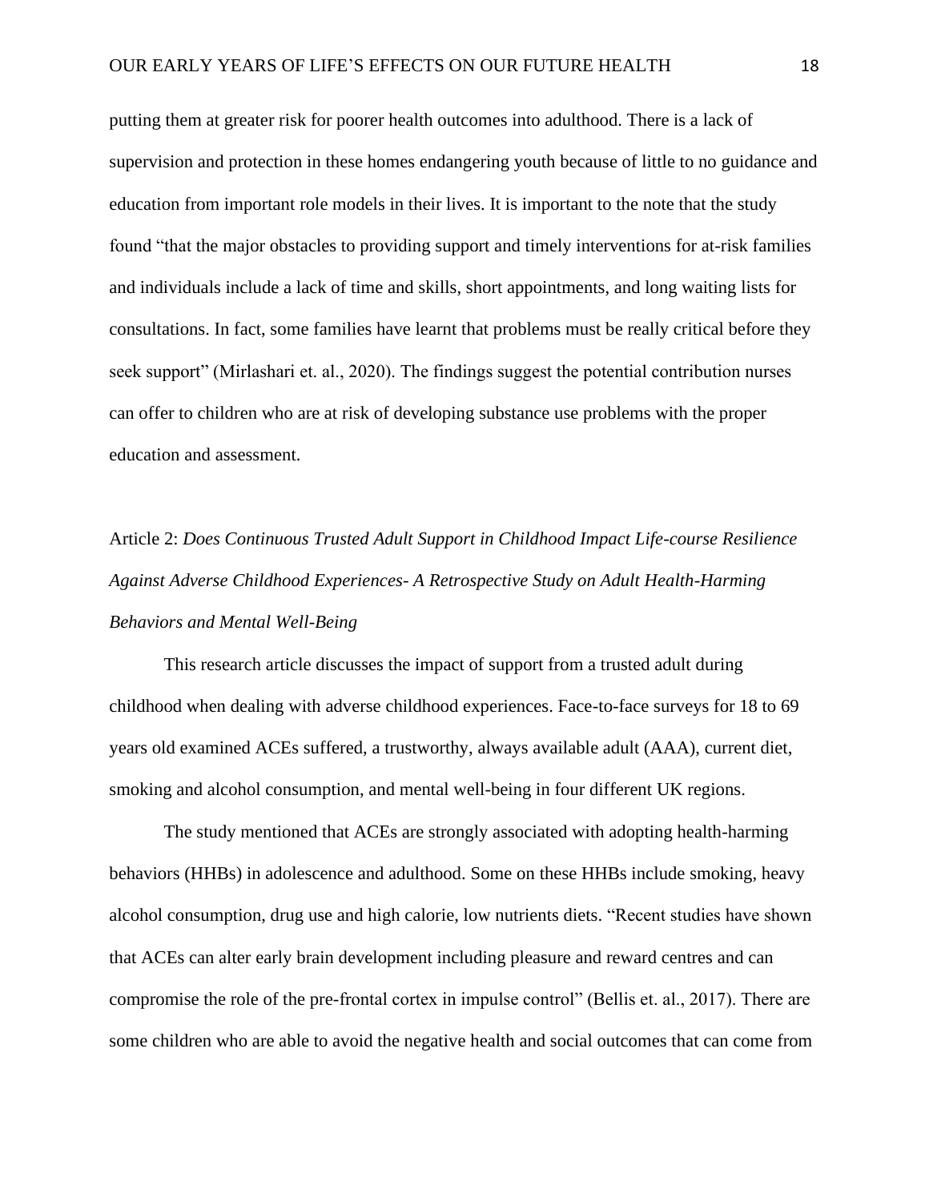putting them at greater risk for poorer health outcomes into adulthood. There is a lack of supervision and protection in these homes endangering youth because of little to no guidance and education from important role models in their lives. It is important to the note that the study found "that the major obstacles to providing support and timely interventions for at-risk families and individuals include a lack of time and skills, short appointments, and long waiting lists for consultations. In fact, some families have learnt that problems must be really critical before they seek support" (Mirlashari et. al., 2020). The findings suggest the potential contribution nurses can offer to children who are at risk of developing substance use problems with the proper education and assessment.

Article 2: *Does Continuous Trusted Adult Support in Childhood Impact Life-course Resilience Against Adverse Childhood Experiences- A Retrospective Study on Adult Health-Harming Behaviors and Mental Well-Being*

This research article discusses the impact of support from a trusted adult during childhood when dealing with adverse childhood experiences. Face-to-face surveys for 18 to 69 years old examined ACEs suffered, a trustworthy, always available adult (AAA), current diet, smoking and alcohol consumption, and mental well-being in four different UK regions.

The study mentioned that ACEs are strongly associated with adopting health-harming behaviors (HHBs) in adolescence and adulthood. Some on these HHBs include smoking, heavy alcohol consumption, drug use and high calorie, low nutrients diets. "Recent studies have shown that ACEs can alter early brain development including pleasure and reward centres and can compromise the role of the pre-frontal cortex in impulse control" (Bellis et. al., 2017). There are some children who are able to avoid the negative health and social outcomes that can come from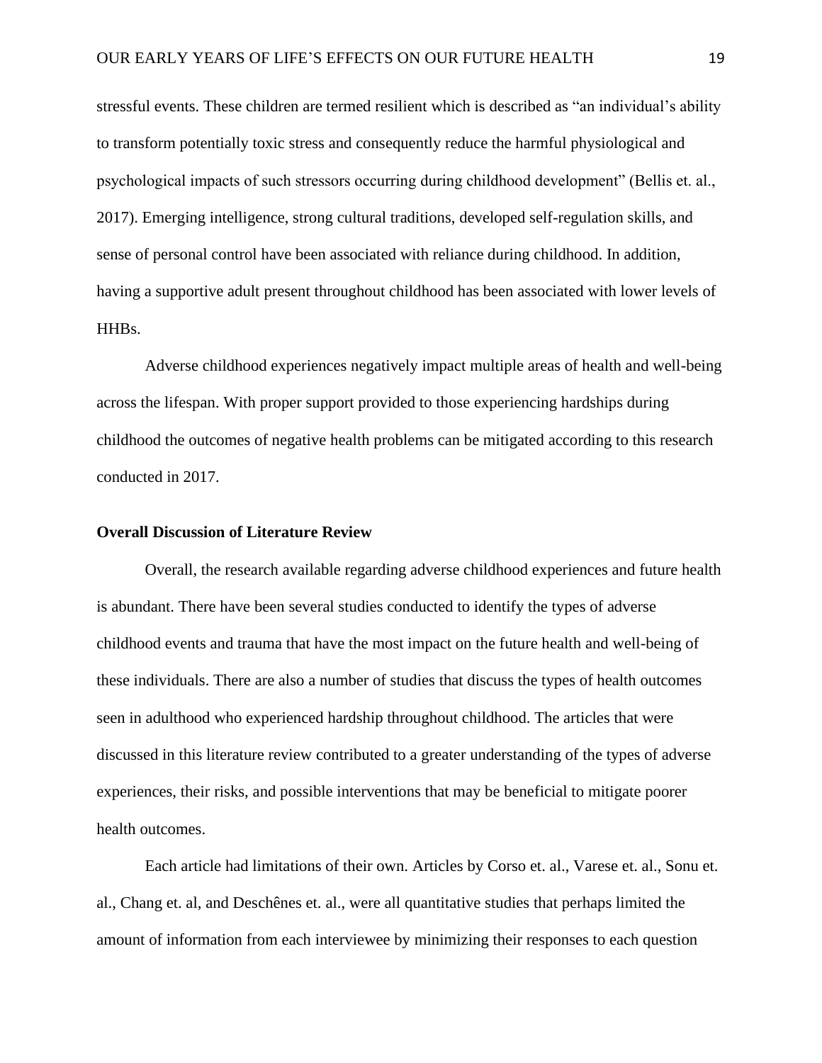stressful events. These children are termed resilient which is described as "an individual's ability to transform potentially toxic stress and consequently reduce the harmful physiological and psychological impacts of such stressors occurring during childhood development" (Bellis et. al., 2017). Emerging intelligence, strong cultural traditions, developed self-regulation skills, and sense of personal control have been associated with reliance during childhood. In addition, having a supportive adult present throughout childhood has been associated with lower levels of HHBs.

Adverse childhood experiences negatively impact multiple areas of health and well-being across the lifespan. With proper support provided to those experiencing hardships during childhood the outcomes of negative health problems can be mitigated according to this research conducted in 2017.

**Overall Discussion of Literature Review**

Overall, the research available regarding adverse childhood experiences and future health is abundant. There have been several studies conducted to identify the types of adverse childhood events and trauma that have the most impact on the future health and well-being of these individuals. There are also a number of studies that discuss the types of health outcomes seen in adulthood who experienced hardship throughout childhood. The articles that were discussed in this literature review contributed to a greater understanding of the types of adverse experiences, their risks, and possible interventions that may be beneficial to mitigate poorer health outcomes.

Each article had limitations of their own. Articles by Corso et. al., Varese et. al., Sonu et. al., Chang et. al, and Deschênes et. al., were all quantitative studies that perhaps limited the amount of information from each interviewee by minimizing their responses to each question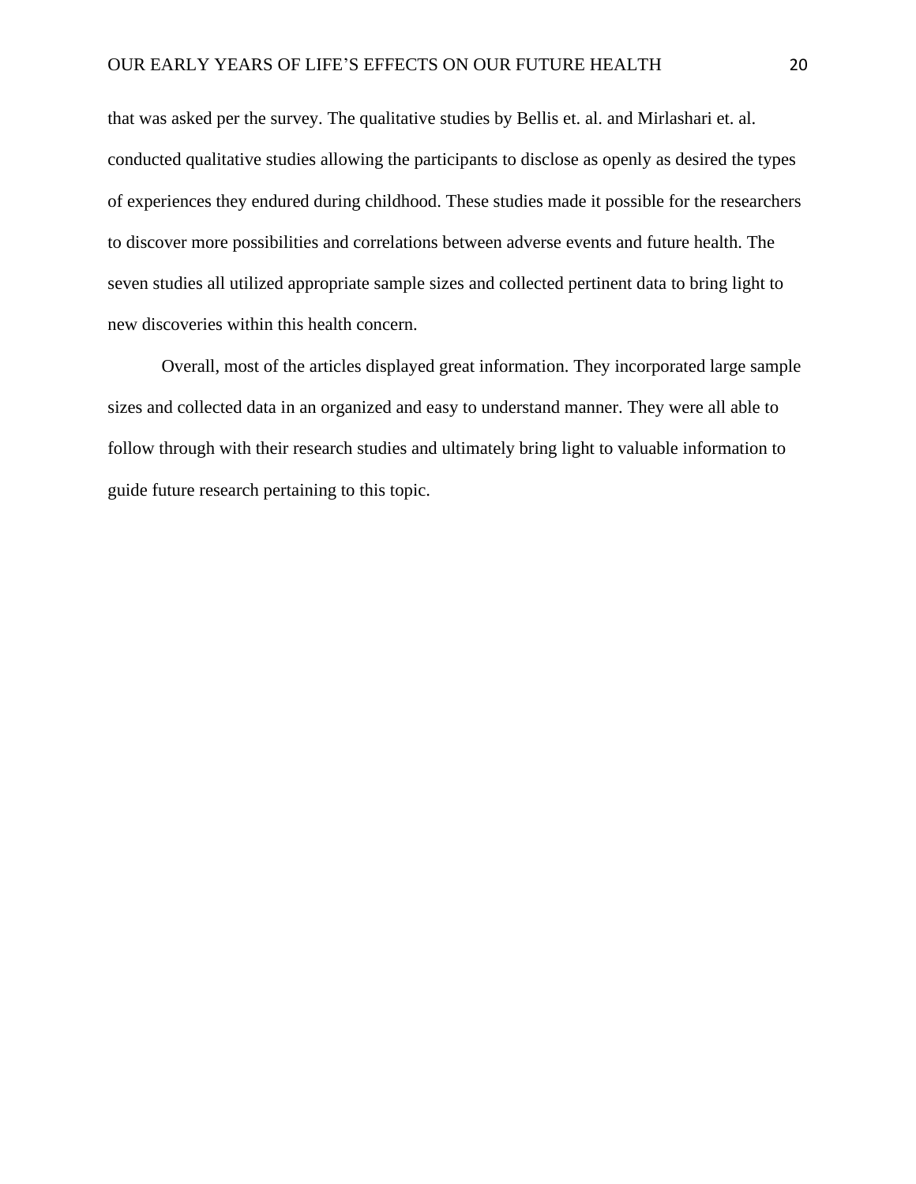that was asked per the survey. The qualitative studies by Bellis et. al. and Mirlashari et. al. conducted qualitative studies allowing the participants to disclose as openly as desired the types of experiences they endured during childhood. These studies made it possible for the researchers to discover more possibilities and correlations between adverse events and future health. The seven studies all utilized appropriate sample sizes and collected pertinent data to bring light to new discoveries within this health concern.

Overall, most of the articles displayed great information. They incorporated large sample sizes and collected data in an organized and easy to understand manner. They were all able to follow through with their research studies and ultimately bring light to valuable information to guide future research pertaining to this topic.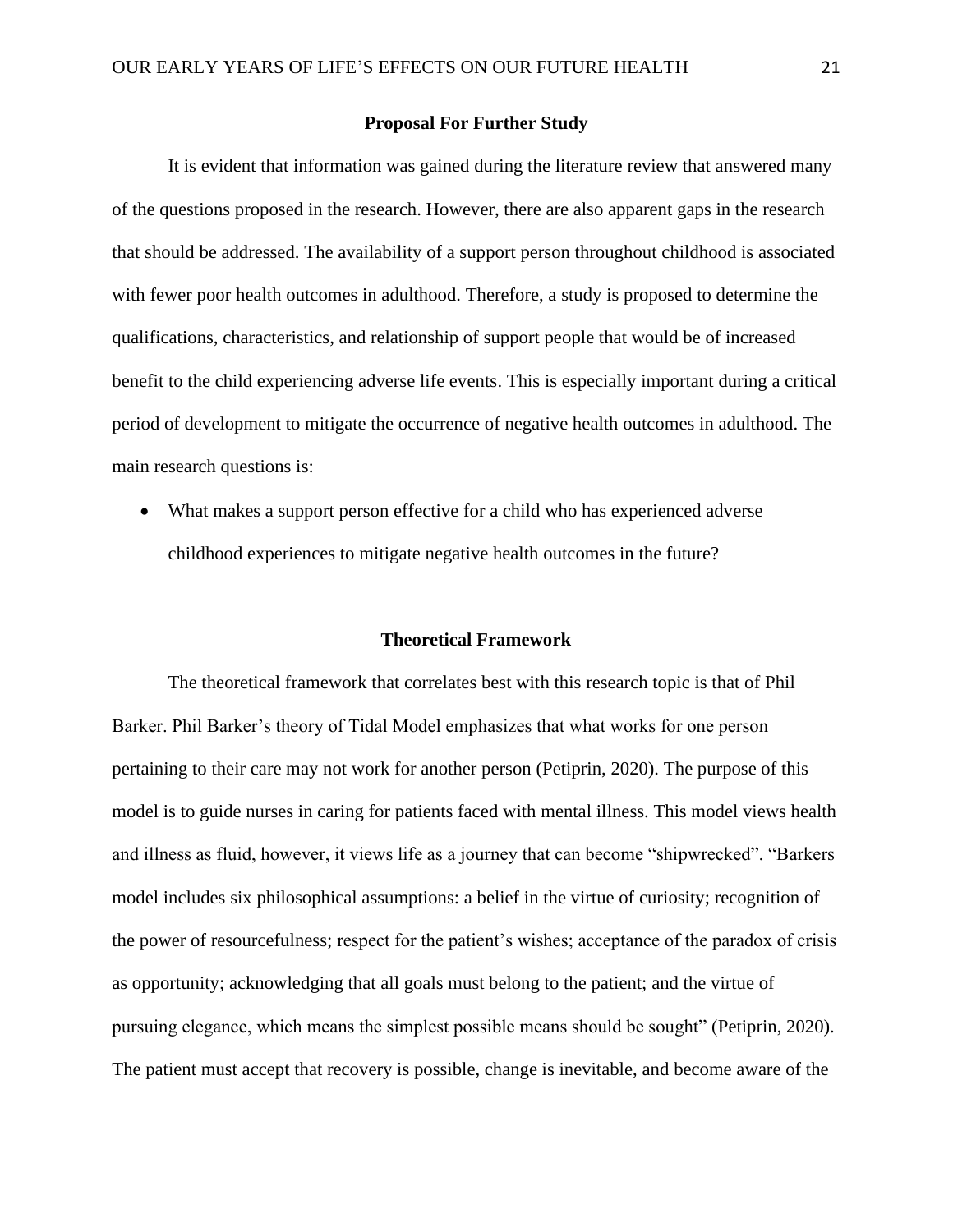## Proposal For Further Study

It is evident that information was gained during the literature review that answered many of the questions proposed in the research. However, there are also apparent gaps in the research that should be addressed. The availability of a support person throughout childhood is associated with fewer poor health outcomes in adulthood. Therefore, a study is proposed to determine the qualifications, characteristics, and relationship of support people that would be of increased benefit to the child experiencing adverse life events. This is especially important during a critical period of development to mitigate the occurrence of negative health outcomes in adulthood. The main research questions is:

- What makes a support person effective for a child who has experienced adverse childhood experiences to mitigate negative health outcomes in the future?

## Theoretical Framework

The theoretical framework that correlates best with this research topic is that of Phil Barker. Phil Barker's theory of Tidal Model emphasizes that what works for one person pertaining to their care may not work for another person (Petiprin, 2020). The purpose of this model is to guide nurses in caring for patients faced with mental illness. This model views health and illness as fluid, however, it views life as a journey that can become "shipwrecked". "Barkers model includes six philosophical assumptions: a belief in the virtue of curiosity; recognition of the power of resourcefulness; respect for the patient's wishes; acceptance of the paradox of crisis as opportunity; acknowledging that all goals must belong to the patient; and the virtue of pursuing elegance, which means the simplest possible means should be sought" (Petiprin, 2020). The patient must accept that recovery is possible, change is inevitable, and become aware of the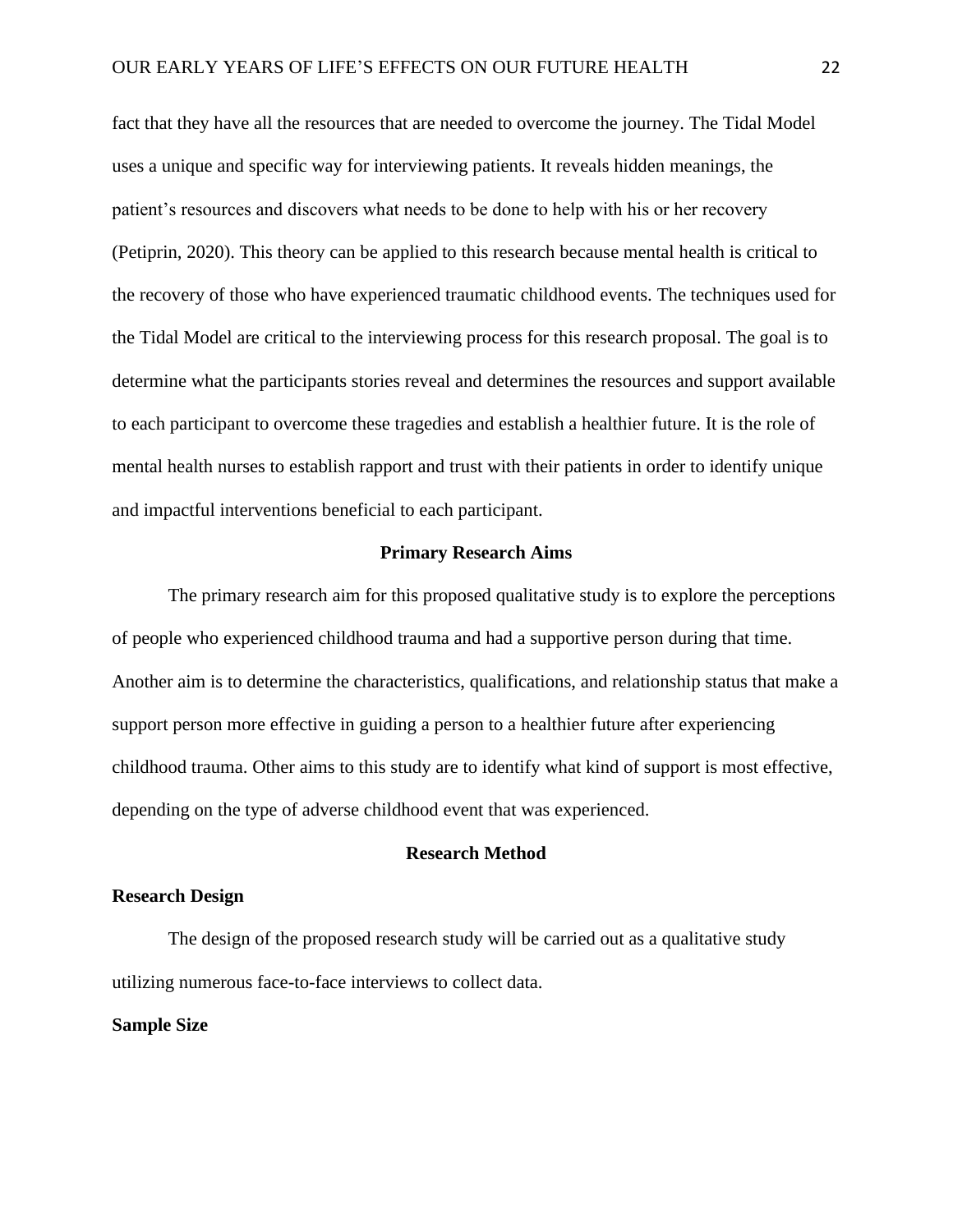fact that they have all the resources that are needed to overcome the journey. The Tidal Model uses a unique and specific way for interviewing patients. It reveals hidden meanings, the patient's resources and discovers what needs to be done to help with his or her recovery (Petiprin, 2020). This theory can be applied to this research because mental health is critical to the recovery of those who have experienced traumatic childhood events. The techniques used for the Tidal Model are critical to the interviewing process for this research proposal. The goal is to determine what the participants stories reveal and determines the resources and support available to each participant to overcome these tragedies and establish a healthier future. It is the role of mental health nurses to establish rapport and trust with their patients in order to identify unique and impactful interventions beneficial to each participant.

## Primary Research Aims

The primary research aim for this proposed qualitative study is to explore the perceptions of people who experienced childhood trauma and had a supportive person during that time. Another aim is to determine the characteristics, qualifications, and relationship status that make a support person more effective in guiding a person to a healthier future after experiencing childhood trauma. Other aims to this study are to identify what kind of support is most effective, depending on the type of adverse childhood event that was experienced.

## Research Method

### Research Design

The design of the proposed research study will be carried out as a qualitative study utilizing numerous face-to-face interviews to collect data.

### Sample Size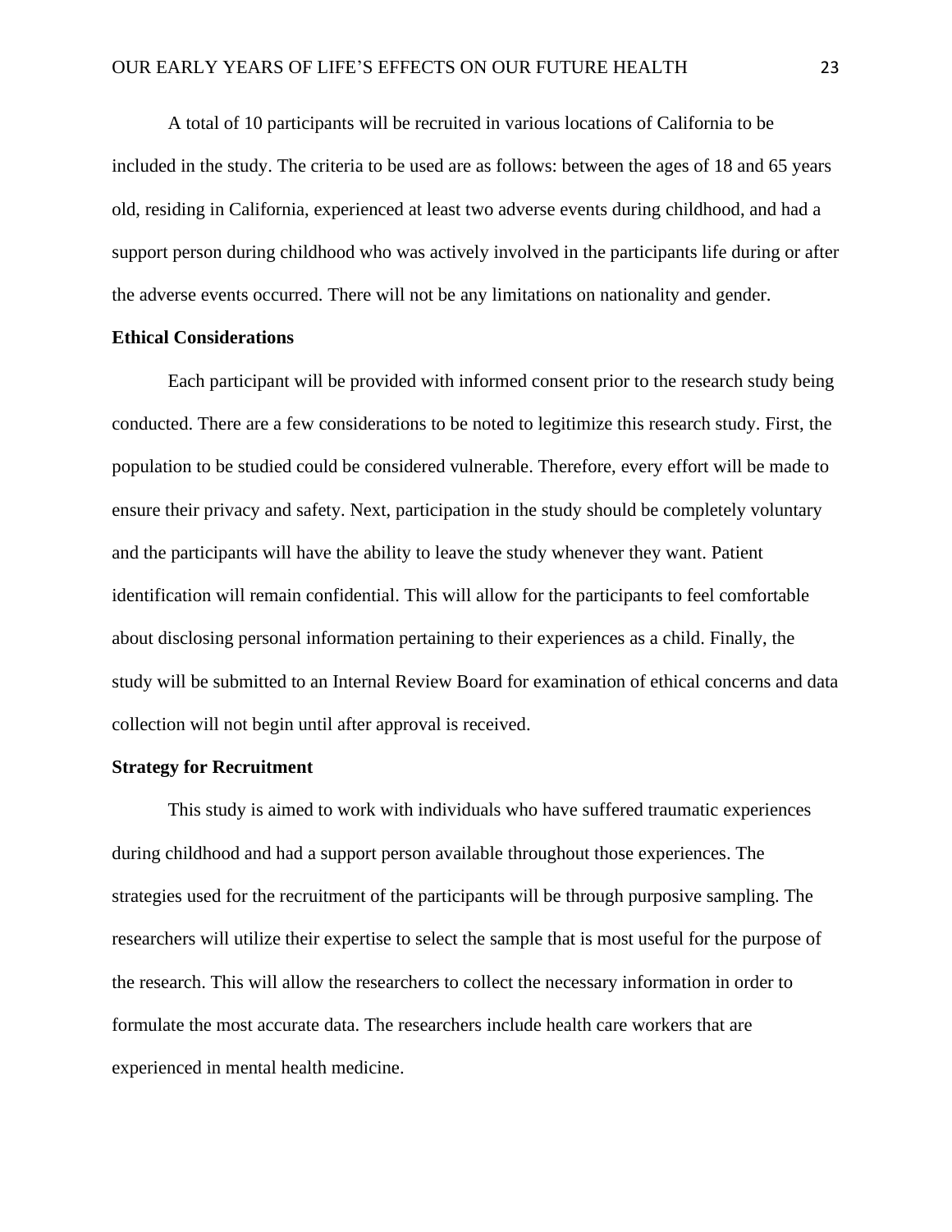A total of 10 participants will be recruited in various locations of California to be included in the study. The criteria to be used are as follows: between the ages of 18 and 65 years old, residing in California, experienced at least two adverse events during childhood, and had a support person during childhood who was actively involved in the participants life during or after the adverse events occurred. There will not be any limitations on nationality and gender.

**Ethical Considerations**

Each participant will be provided with informed consent prior to the research study being conducted. There are a few considerations to be noted to legitimize this research study. First, the population to be studied could be considered vulnerable. Therefore, every effort will be made to ensure their privacy and safety. Next, participation in the study should be completely voluntary and the participants will have the ability to leave the study whenever they want. Patient identification will remain confidential. This will allow for the participants to feel comfortable about disclosing personal information pertaining to their experiences as a child. Finally, the study will be submitted to an Internal Review Board for examination of ethical concerns and data collection will not begin until after approval is received.

**Strategy for Recruitment**

This study is aimed to work with individuals who have suffered traumatic experiences during childhood and had a support person available throughout those experiences. The strategies used for the recruitment of the participants will be through purposive sampling. The researchers will utilize their expertise to select the sample that is most useful for the purpose of the research. This will allow the researchers to collect the necessary information in order to formulate the most accurate data. The researchers include health care workers that are experienced in mental health medicine.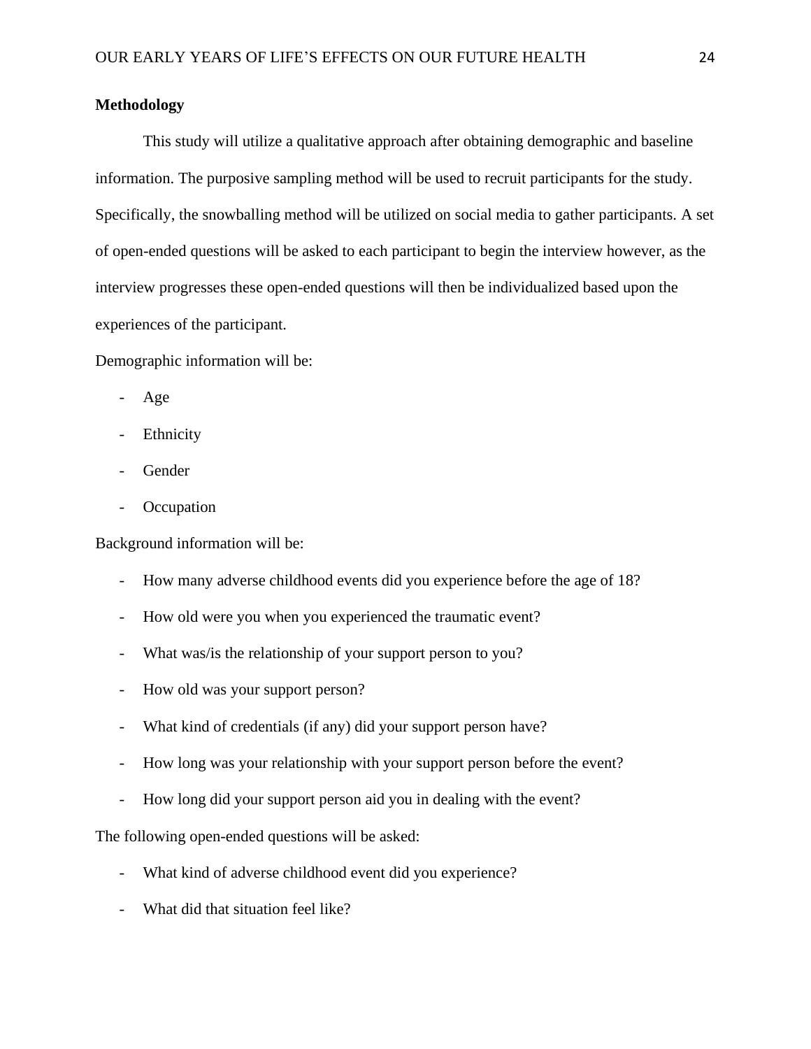**Methodology**

This study will utilize a qualitative approach after obtaining demographic and baseline information. The purposive sampling method will be used to recruit participants for the study. Specifically, the snowballing method will be utilized on social media to gather participants. A set of open-ended questions will be asked to each participant to begin the interview however, as the interview progresses these open-ended questions will then be individualized based upon the experiences of the participant.

Demographic information will be:

- Age
- Ethnicity
- Gender
- Occupation

Background information will be:

- How many adverse childhood events did you experience before the age of 18?
- How old were you when you experienced the traumatic event?
- What was/is the relationship of your support person to you?
- How old was your support person?
- What kind of credentials (if any) did your support person have?
- How long was your relationship with your support person before the event?
- How long did your support person aid you in dealing with the event?

The following open-ended questions will be asked:

- What kind of adverse childhood event did you experience?
- What did that situation feel like?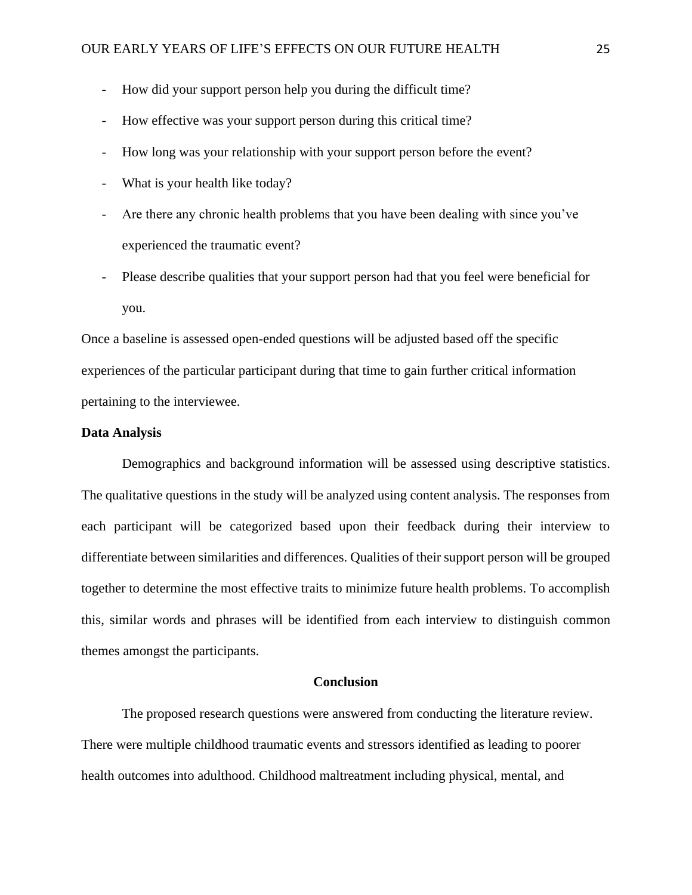- How did your support person help you during the difficult time?
- How effective was your support person during this critical time?
- How long was your relationship with your support person before the event?
- What is your health like today?
- Are there any chronic health problems that you have been dealing with since you've experienced the traumatic event?
- Please describe qualities that your support person had that you feel were beneficial for you.

Once a baseline is assessed open-ended questions will be adjusted based off the specific experiences of the particular participant during that time to gain further critical information pertaining to the interviewee.

**Data Analysis**

Demographics and background information will be assessed using descriptive statistics. The qualitative questions in the study will be analyzed using content analysis. The responses from each participant will be categorized based upon their feedback during their interview to differentiate between similarities and differences. Qualities of their support person will be grouped together to determine the most effective traits to minimize future health problems. To accomplish this, similar words and phrases will be identified from each interview to distinguish common themes amongst the participants.

## Conclusion

The proposed research questions were answered from conducting the literature review. There were multiple childhood traumatic events and stressors identified as leading to poorer health outcomes into adulthood. Childhood maltreatment including physical, mental, and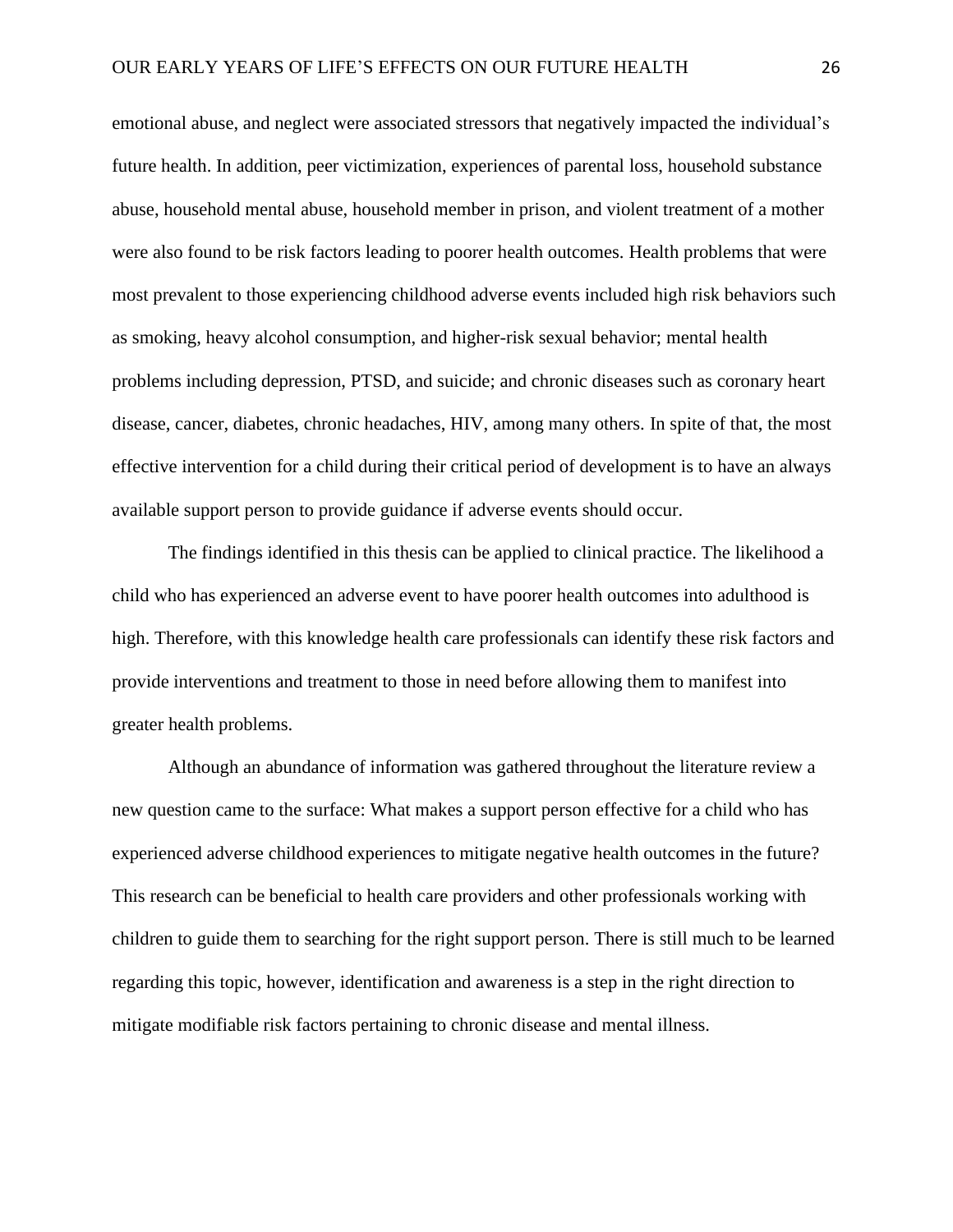emotional abuse, and neglect were associated stressors that negatively impacted the individual's future health. In addition, peer victimization, experiences of parental loss, household substance abuse, household mental abuse, household member in prison, and violent treatment of a mother were also found to be risk factors leading to poorer health outcomes. Health problems that were most prevalent to those experiencing childhood adverse events included high risk behaviors such as smoking, heavy alcohol consumption, and higher-risk sexual behavior; mental health problems including depression, PTSD, and suicide; and chronic diseases such as coronary heart disease, cancer, diabetes, chronic headaches, HIV, among many others. In spite of that, the most effective intervention for a child during their critical period of development is to have an always available support person to provide guidance if adverse events should occur.

The findings identified in this thesis can be applied to clinical practice. The likelihood a child who has experienced an adverse event to have poorer health outcomes into adulthood is high. Therefore, with this knowledge health care professionals can identify these risk factors and provide interventions and treatment to those in need before allowing them to manifest into greater health problems.

Although an abundance of information was gathered throughout the literature review a new question came to the surface: What makes a support person effective for a child who has experienced adverse childhood experiences to mitigate negative health outcomes in the future? This research can be beneficial to health care providers and other professionals working with children to guide them to searching for the right support person. There is still much to be learned regarding this topic, however, identification and awareness is a step in the right direction to mitigate modifiable risk factors pertaining to chronic disease and mental illness.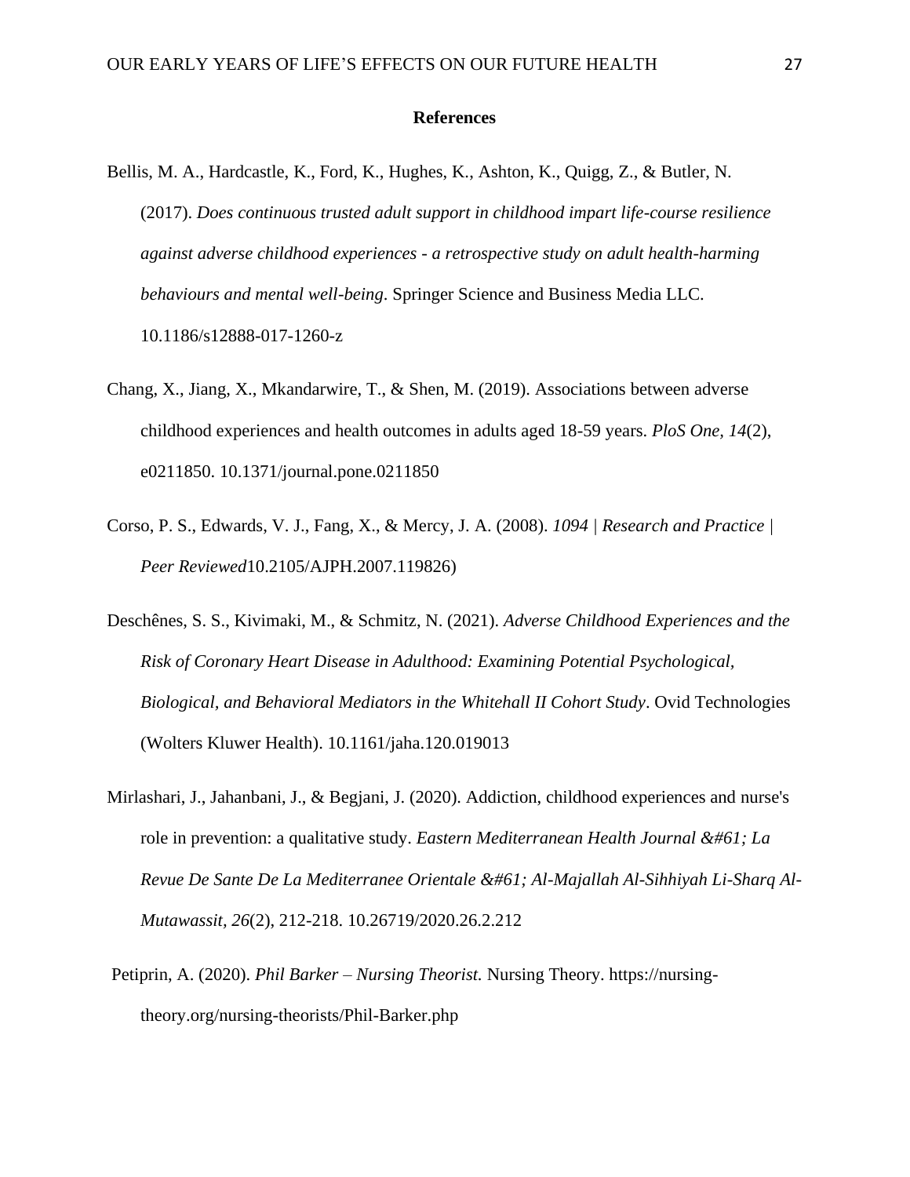**References**

Bellis, M. A., Hardcastle, K., Ford, K., Hughes, K., Ashton, K., Quigg, Z., & Butler, N. (2017). *Does continuous trusted adult support in childhood impart life-course resilience against adverse childhood experiences - a retrospective study on adult health-harming behaviours and mental well-being.* Springer Science and Business Media LLC. 10.1186/s12888-017-1260-z

Chang, X., Jiang, X., Mkandarwire, T., & Shen, M. (2019). Associations between adverse childhood experiences and health outcomes in adults aged 18-59 years. *PloS One, 14*(2), e0211850. 10.1371/journal.pone.0211850

Corso, P. S., Edwards, V. J., Fang, X., & Mercy, J. A. (2008). *1094 | Research and Practice | Peer Reviewed*10.2105/AJPH.2007.119826)

Deschênes, S. S., Kivimaki, M., & Schmitz, N. (2021). *Adverse Childhood Experiences and the Risk of Coronary Heart Disease in Adulthood: Examining Potential Psychological, Biological, and Behavioral Mediators in the Whitehall II Cohort Study*. Ovid Technologies (Wolters Kluwer Health). 10.1161/jaha.120.019013

Mirlashari, J., Jahanbani, J., & Begjani, J. (2020). Addiction, childhood experiences and nurse's role in prevention: a qualitative study. *Eastern Mediterranean Health Journal &#61; La Revue De Sante De La Mediterranee Orientale &#61; Al-Majallah Al-Sihhiyah Li-Sharq Al-Mutawassit, 26*(2), 212-218. 10.26719/2020.26.2.212

Petiprin, A. (2020). *Phil Barker – Nursing Theorist.* Nursing Theory. https://nursing-theory.org/nursing-theorists/Phil-Barker.php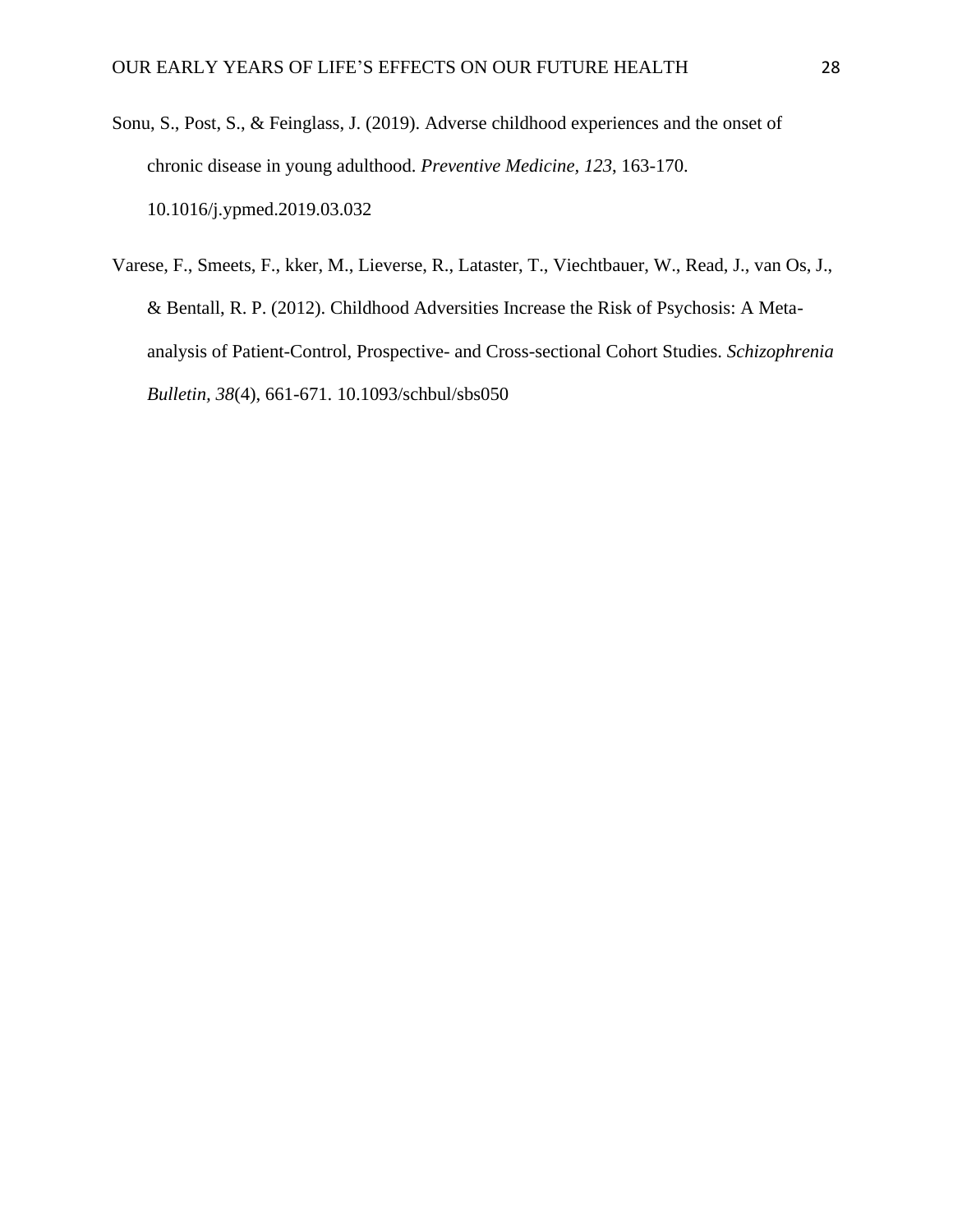Sonu, S., Post, S., & Feinglass, J. (2019). Adverse childhood experiences and the onset of chronic disease in young adulthood. *Preventive Medicine, 123*, 163-170. 10.1016/j.ypmed.2019.03.032

Varese, F., Smeets, F., kker, M., Lieverse, R., Lataster, T., Viechtbauer, W., Read, J., van Os, J., & Bentall, R. P. (2012). Childhood Adversities Increase the Risk of Psychosis: A Meta-analysis of Patient-Control, Prospective- and Cross-sectional Cohort Studies. *Schizophrenia Bulletin, 38*(4), 661-671. 10.1093/schbul/sbs050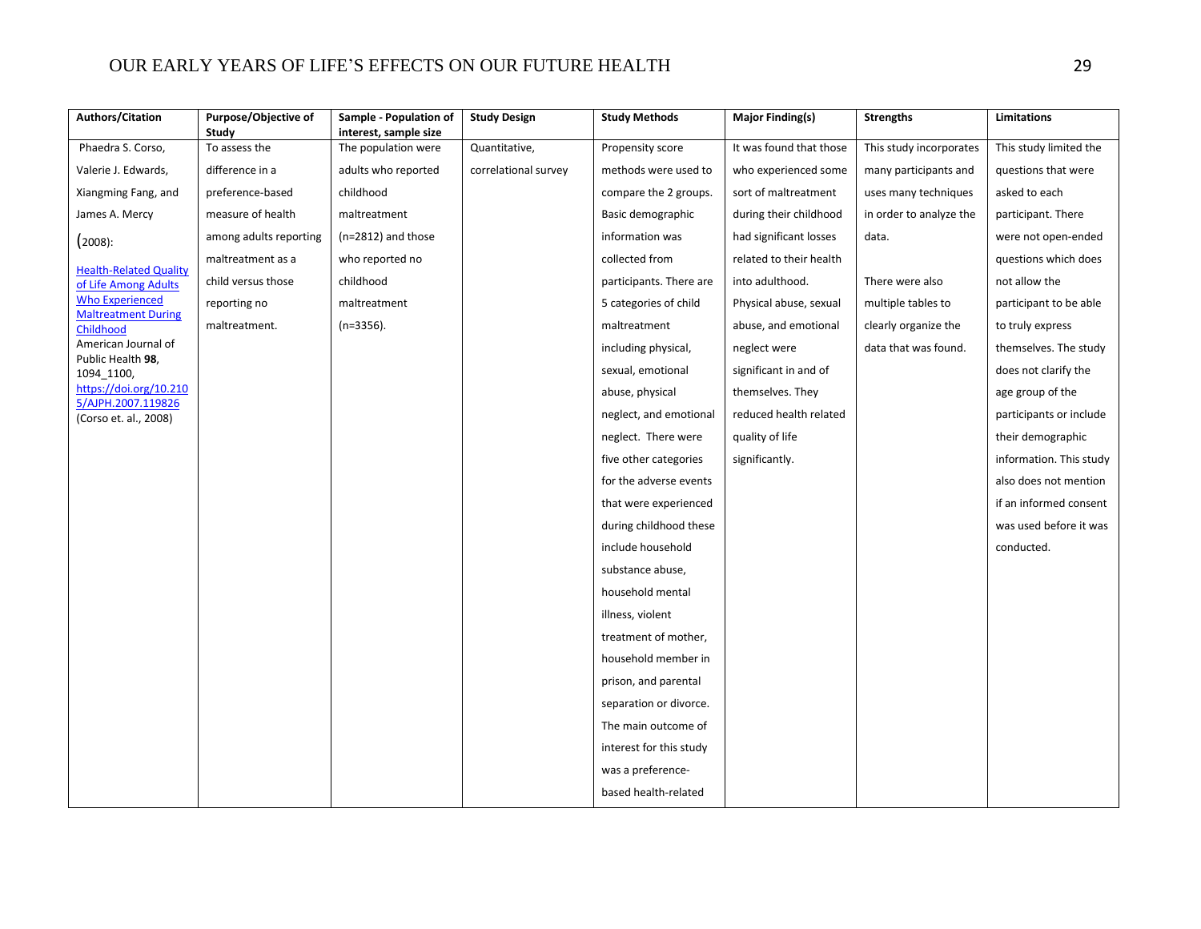| Authors/Citation | Purpose/Objective of Study | Sample - Population of interest, sample size | Study Design | Study Methods | Major Finding(s) | Strengths | Limitations |
| --- | --- | --- | --- | --- | --- | --- | --- |
| Phaedra S. Corso, Valerie J. Edwards, Xiangming Fang, and James A. Mercy (2008): Health-Related Quality of Life Among Adults Who Experienced Maltreatment During Childhood American Journal of Public Health **98**, 1094_1100, https://doi.org/10.2105/AJPH.2007.119826 (Corso et. al., 2008) | To assess the difference in a preference-based measure of health among adults reporting maltreatment as a child versus those reporting no maltreatment. | The population were adults who reported childhood maltreatment (n=2812) and those who reported no childhood maltreatment (n=3356). | Quantitative, correlational survey | Propensity score methods were used to compare the 2 groups. Basic demographic information was collected from participants. There are 5 categories of child maltreatment including physical, sexual, emotional abuse, physical neglect, and emotional neglect. There were five other categories for the adverse events that were experienced during childhood these include household substance abuse, household mental illness, violent treatment of mother, household member in prison, and parental separation or divorce. The main outcome of interest for this study was a preference-based health-related | It was found that those who experienced some sort of maltreatment during their childhood had significant losses related to their health into adulthood. Physical abuse, sexual abuse, and emotional neglect were significant in and of themselves. They reduced health related quality of life significantly. | This study incorporates many participants and uses many techniques in order to analyze the data. There were also multiple tables to clearly organize the data that was found. | This study limited the questions that were asked to each participant. There were not open-ended questions which does not allow the participant to be able to truly express themselves. The study does not clarify the age group of the participants or include their demographic information. This study also does not mention if an informed consent was used before it was conducted. |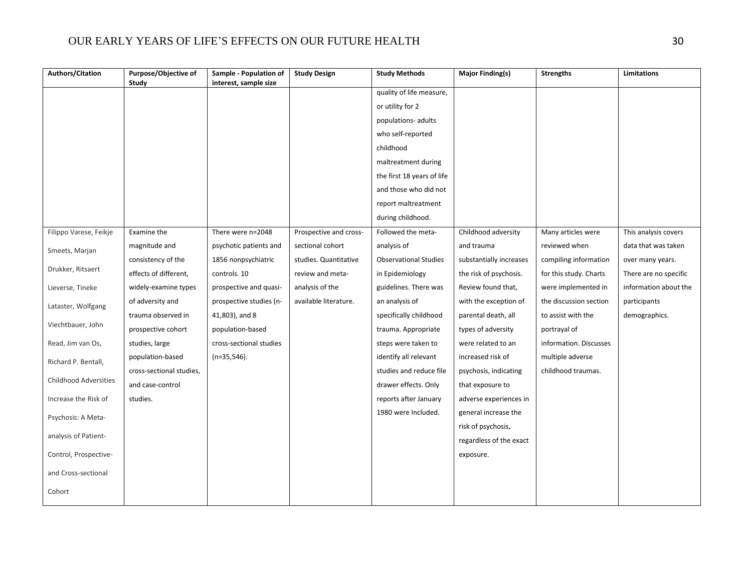| Authors/Citation | Purpose/Objective of Study | Sample - Population of interest, sample size | Study Design | Study Methods | Major Finding(s) | Strengths | Limitations |
|---|---|---|---|---|---|---|---|
| | | | | quality of life measure, or utility for 2 populations- adults who self-reported childhood maltreatment during the first 18 years of life and those who did not report maltreatment during childhood. | | | |
| Filippo Varese, Feikje Smeets, Marjan Drukker, Ritsaert Lieverse, Tineke Lataster, Wolfgang Viechtbauer, John Read, Jim van Os, Richard P. Bentall, Childhood Adversities Increase the Risk of Psychosis: A Meta-analysis of Patient-Control, Prospective- and Cross-sectional Cohort | Examine the magnitude and consistency of the effects of different, widely-examine types of adversity and trauma observed in prospective cohort studies, large population-based cross-sectional studies, and case-control studies. | There were n=2048 psychotic patients and 1856 nonpsychiatric controls. 10 prospective and quasi-prospective studies (n-41,803), and 8 population-based cross-sectional studies (n=35,546). | Prospective and cross-sectional cohort studies. Quantitative review and meta-analysis of the available literature. | Followed the meta-analysis of Observational Studies in Epidemiology guidelines. There was an analysis of specifically childhood trauma. Appropriate steps were taken to identify all relevant studies and reduce file drawer effects. Only reports after January 1980 were Included. | Childhood adversity and trauma substantially increases the risk of psychosis. Review found that, with the exception of parental death, all types of adversity were related to an increased risk of psychosis, indicating that exposure to adverse experiences in general increase the risk of psychosis, regardless of the exact exposure. | Many articles were reviewed when compiling information for this study. Charts were implemented in the discussion section to assist with the portrayal of information. Discusses multiple adverse childhood traumas. | This analysis covers data that was taken over many years. There are no specific information about the participants demographics. |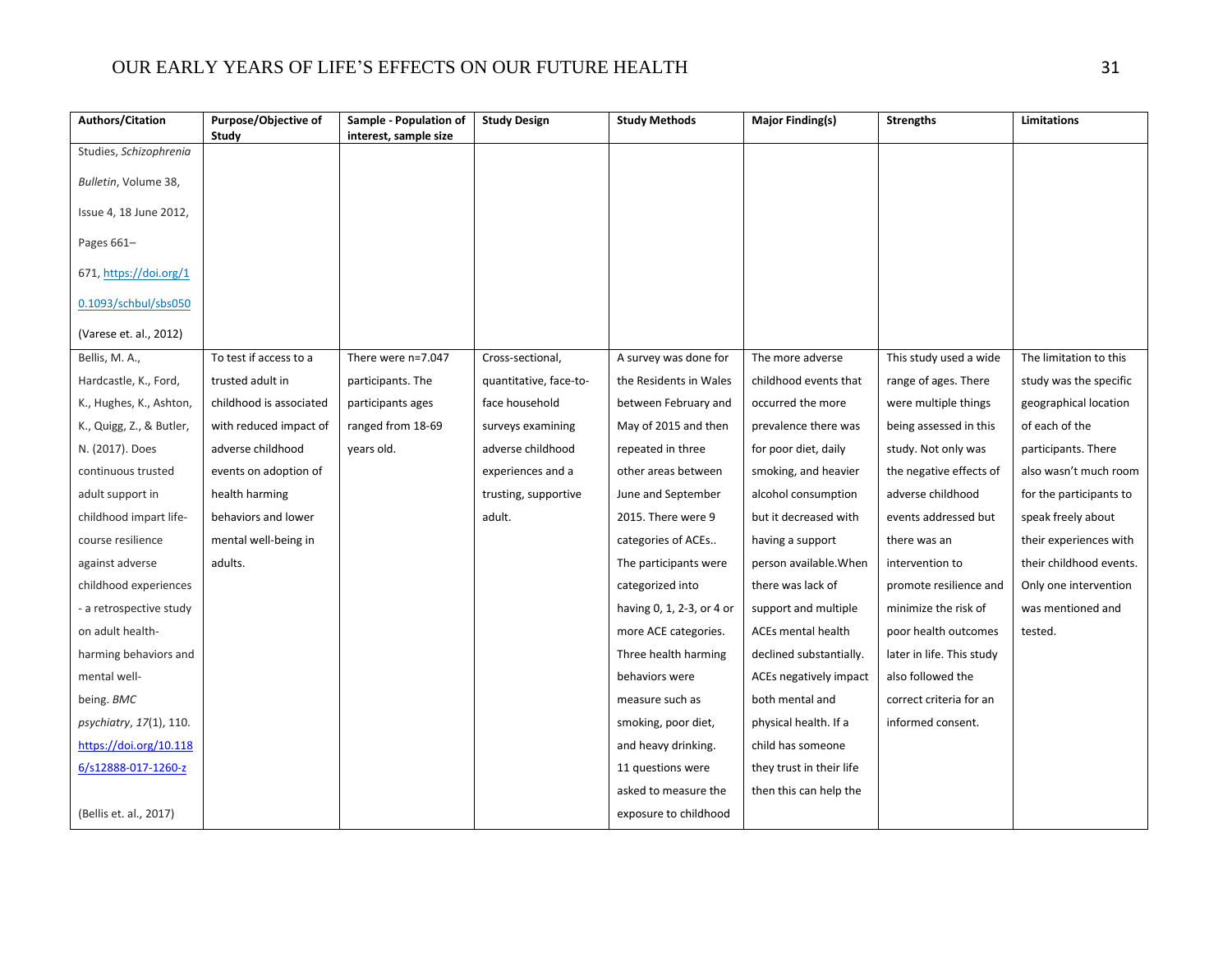| Authors/Citation | Purpose/Objective of Study | Sample - Population of interest, sample size | Study Design | Study Methods | Major Finding(s) | Strengths | Limitations |
|---|---|---|---|---|---|---|---|
| Studies, *Schizophrenia Bulletin*, Volume 38, Issue 4, 18 June 2012, Pages 661–671, https://doi.org/10.1093/schbul/sbs050 (Varese et. al., 2012) | | | | | | | |
| Bellis, M. A., Hardcastle, K., Ford, K., Hughes, K., Ashton, K., Quigg, Z., & Butler, N. (2017). Does continuous trusted adult support in childhood impart life-course resilience against adverse childhood experiences - a retrospective study on adult health-harming behaviors and mental well-being. *BMC psychiatry*, *17*(1), 110. https://doi.org/10.1186/s12888-017-1260-z (Bellis et. al., 2017) | To test if access to a trusted adult in childhood is associated with reduced impact of adverse childhood events on adoption of health harming behaviors and lower mental well-being in adults. | There were n=7.047 participants. The participants ages ranged from 18-69 years old. | Cross-sectional, quantitative, face-to-face household surveys examining adverse childhood experiences and a trusting, supportive adult. | A survey was done for the Residents in Wales between February and May of 2015 and then repeated in three other areas between June and September 2015. There were 9 categories of ACEs.. The participants were categorized into having 0, 1, 2-3, or 4 or more ACE categories. Three health harming behaviors were measure such as smoking, poor diet, and heavy drinking. 11 questions were asked to measure the exposure to childhood | The more adverse childhood events that occurred the more prevalence there was for poor diet, daily smoking, and heavier alcohol consumption but it decreased with having a support person available.When there was lack of support and multiple ACEs mental health declined substantially. ACEs negatively impact both mental and physical health. If a child has someone they trust in their life then this can help the | This study used a wide range of ages. There were multiple things being assessed in this study. Not only was the negative effects of adverse childhood events addressed but there was an intervention to promote resilience and minimize the risk of poor health outcomes later in life. This study also followed the correct criteria for an informed consent. | The limitation to this study was the specific geographical location of each of the participants. There also wasn't much room for the participants to speak freely about their experiences with their childhood events. Only one intervention was mentioned and tested. |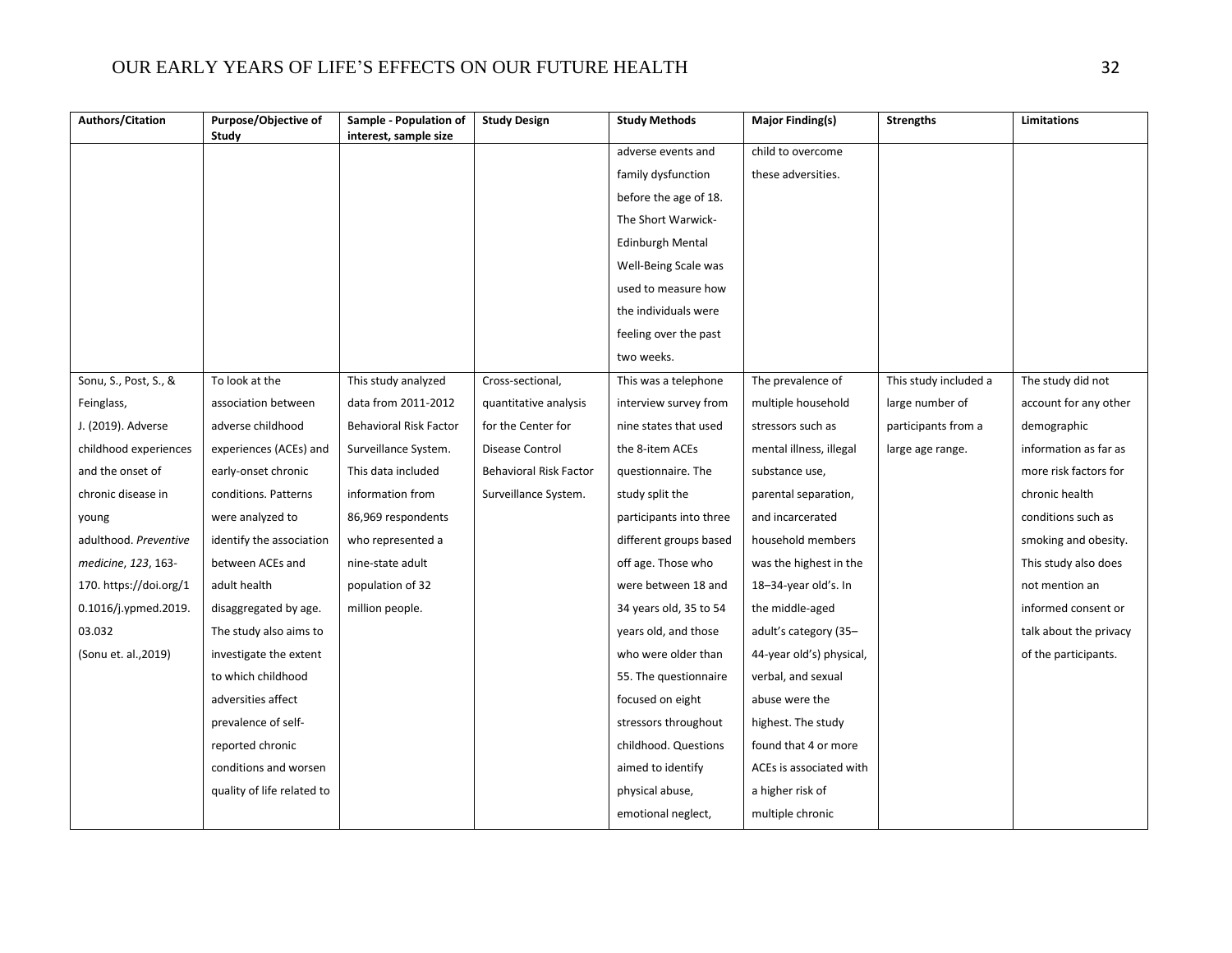| Authors/Citation | Purpose/Objective of Study | Sample - Population of interest, sample size | Study Design | Study Methods | Major Finding(s) | Strengths | Limitations |
|---|---|---|---|---|---|---|---|
| | | | | adverse events and family dysfunction before the age of 18. The Short Warwick-Edinburgh Mental Well-Being Scale was used to measure how the individuals were feeling over the past two weeks. | child to overcome these adversities. | | |
| Sonu, S., Post, S., & Feinglass, J. (2019). Adverse childhood experiences and the onset of chronic disease in young adulthood. *Preventive medicine*, *123*, 163-170. https://doi.org/10.1016/j.ypmed.2019.03.032 (Sonu et. al.,2019) | To look at the association between adverse childhood experiences (ACEs) and early-onset chronic conditions. Patterns were analyzed to identify the association between ACEs and adult health disaggregated by age. The study also aims to investigate the extent to which childhood adversities affect prevalence of self-reported chronic conditions and worsen quality of life related to | This study analyzed data from 2011-2012 Behavioral Risk Factor Surveillance System. This data included information from 86,969 respondents who represented a nine-state adult population of 32 million people. | Cross-sectional, quantitative analysis for the Center for Disease Control Behavioral Risk Factor Surveillance System. | This was a telephone interview survey from nine states that used the 8-item ACEs questionnaire. The study split the participants into three different groups based off age. Those who were between 18 and 34 years old, 35 to 54 years old, and those who were older than 55. The questionnaire focused on eight stressors throughout childhood. Questions aimed to identify physical abuse, emotional neglect, | The prevalence of multiple household stressors such as mental illness, illegal substance use, parental separation, and incarcerated household members was the highest in the 18–34-year old's. In the middle-aged adult's category (35–44-year old's) physical, verbal, and sexual abuse were the highest. The study found that 4 or more ACEs is associated with a higher risk of multiple chronic | This study included a large number of participants from a large age range. | The study did not account for any other demographic information as far as more risk factors for chronic health conditions such as smoking and obesity. This study also does not mention an informed consent or talk about the privacy of the participants. |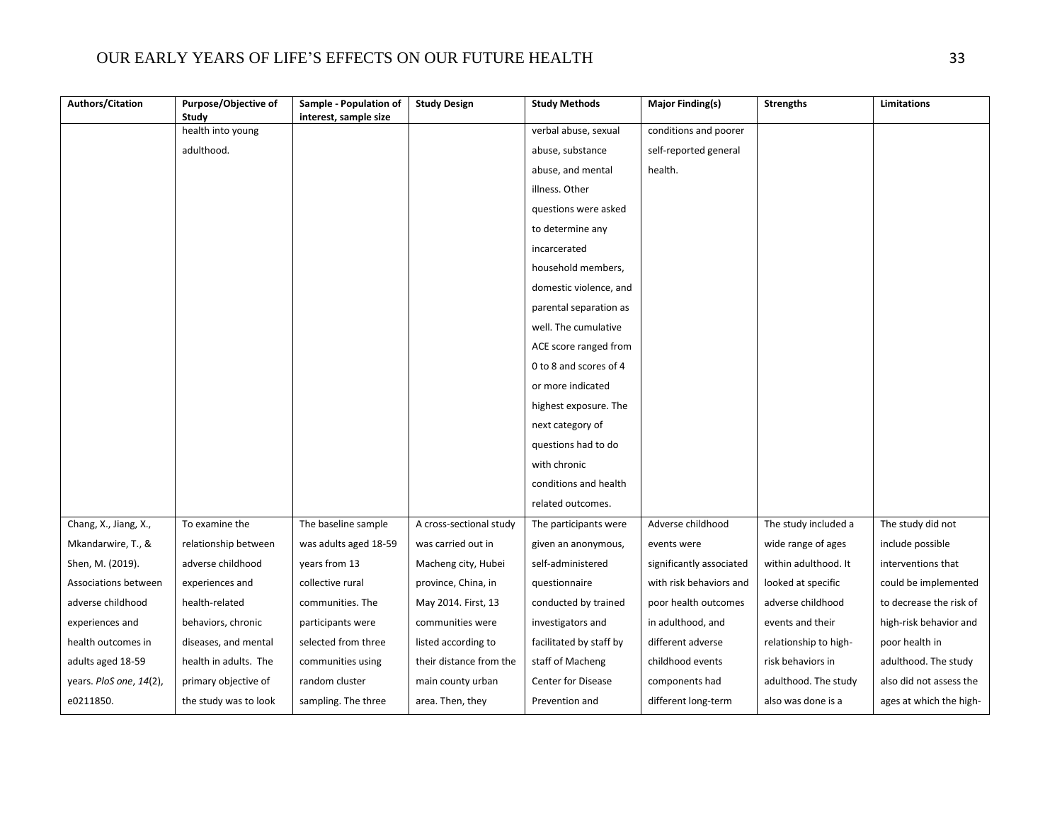| Authors/Citation | Purpose/Objective of Study | Sample - Population of interest, sample size | Study Design | Study Methods | Major Finding(s) | Strengths | Limitations |
|---|---|---|---|---|---|---|---|
| | health into young adulthood. | | | verbal abuse, sexual abuse, substance abuse, and mental illness. Other questions were asked to determine any incarcerated household members, domestic violence, and parental separation as well. The cumulative ACE score ranged from 0 to 8 and scores of 4 or more indicated highest exposure. The next category of questions had to do with chronic conditions and health related outcomes. | conditions and poorer self-reported general health. | | |
| Chang, X., Jiang, X., Mkandarwire, T., & Shen, M. (2019). Associations between adverse childhood experiences and health outcomes in adults aged 18-59 years. *PloS one*, *14*(2), e0211850. | To examine the relationship between adverse childhood experiences and health-related behaviors, chronic diseases, and mental health in adults. The primary objective of the study was to look | The baseline sample was adults aged 18-59 years from 13 collective rural communities. The participants were selected from three communities using random cluster sampling. The three | A cross-sectional study was carried out in Macheng city, Hubei province, China, in May 2014. First, 13 communities were listed according to their distance from the main county urban area. Then, they | The participants were given an anonymous, self-administered questionnaire conducted by trained investigators and facilitated by staff by staff of Macheng Center for Disease Prevention and | Adverse childhood events were significantly associated with risk behaviors and poor health outcomes in adulthood, and different adverse childhood events components had different long-term | The study included a wide range of ages within adulthood. It looked at specific adverse childhood events and their relationship to high-risk behaviors in adulthood. The study also was done is a | The study did not include possible interventions that could be implemented to decrease the risk of high-risk behavior and poor health in adulthood. The study also did not assess the ages at which the high- |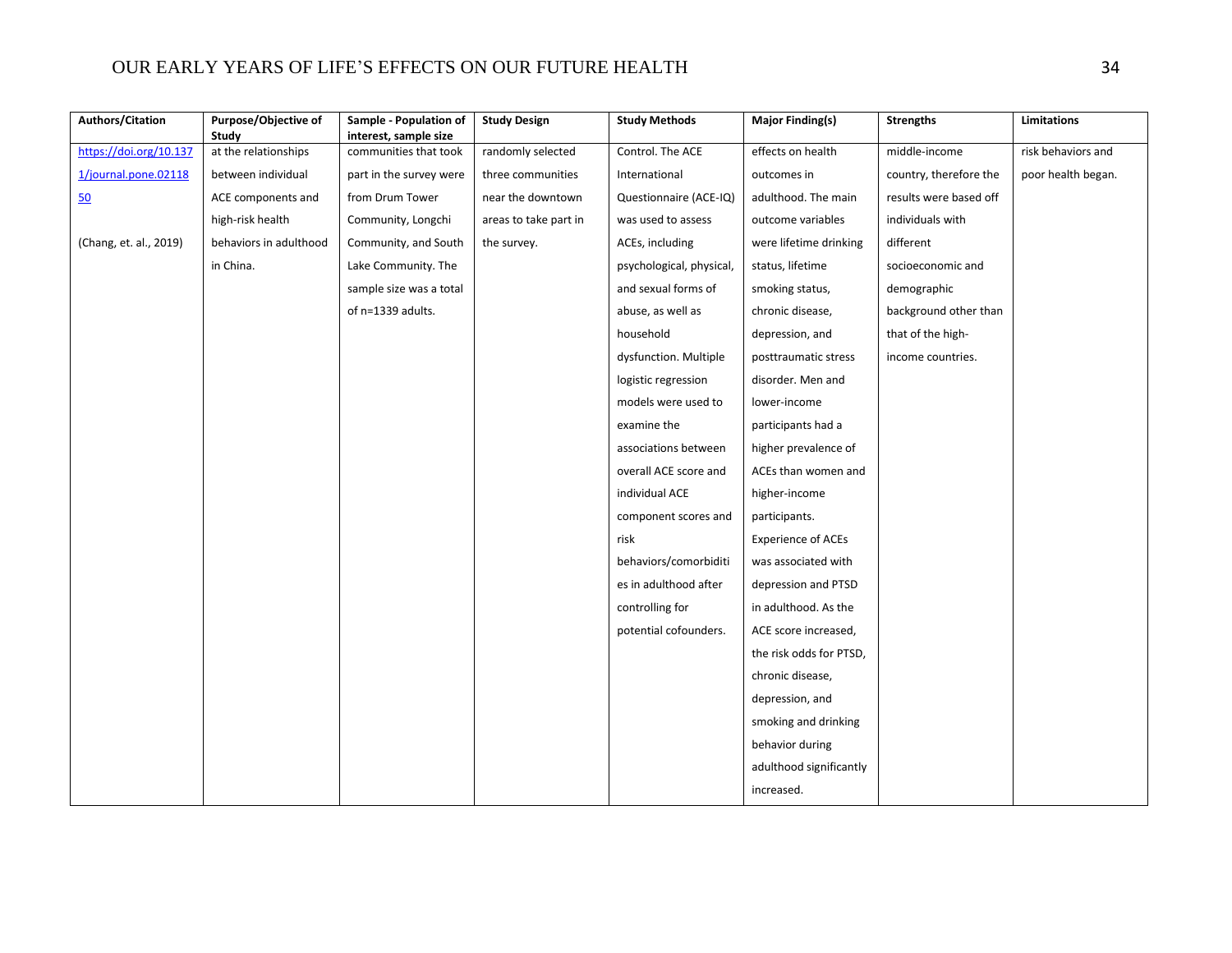| Authors/Citation | Purpose/Objective of Study | Sample - Population of interest, sample size | Study Design | Study Methods | Major Finding(s) | Strengths | Limitations |
|---|---|---|---|---|---|---|---|
| https://doi.org/10.1371/journal.pone.0211850 (Chang, et. al., 2019) | at the relationships between individual ACE components and high-risk health behaviors in adulthood in China. | communities that took part in the survey were from Drum Tower Community, Longchi Community, and South Lake Community. The sample size was a total of n=1339 adults. | randomly selected three communities near the downtown areas to take part in the survey. | Control. The ACE International Questionnaire (ACE-IQ) was used to assess ACEs, including psychological, physical, and sexual forms of abuse, as well as household dysfunction. Multiple logistic regression models were used to examine the associations between overall ACE score and individual ACE component scores and risk behaviors/comorbidities in adulthood after controlling for potential cofounders. | effects on health outcomes in adulthood. The main outcome variables were lifetime drinking status, lifetime smoking status, chronic disease, depression, and posttraumatic stress disorder. Men and lower-income participants had a higher prevalence of ACEs than women and higher-income participants. Experience of ACEs was associated with depression and PTSD in adulthood. As the ACE score increased, the risk odds for PTSD, chronic disease, depression, and smoking and drinking behavior during adulthood significantly increased. | middle-income country, therefore the results were based off individuals with different socioeconomic and demographic background other than that of the high-income countries. | risk behaviors and poor health began. |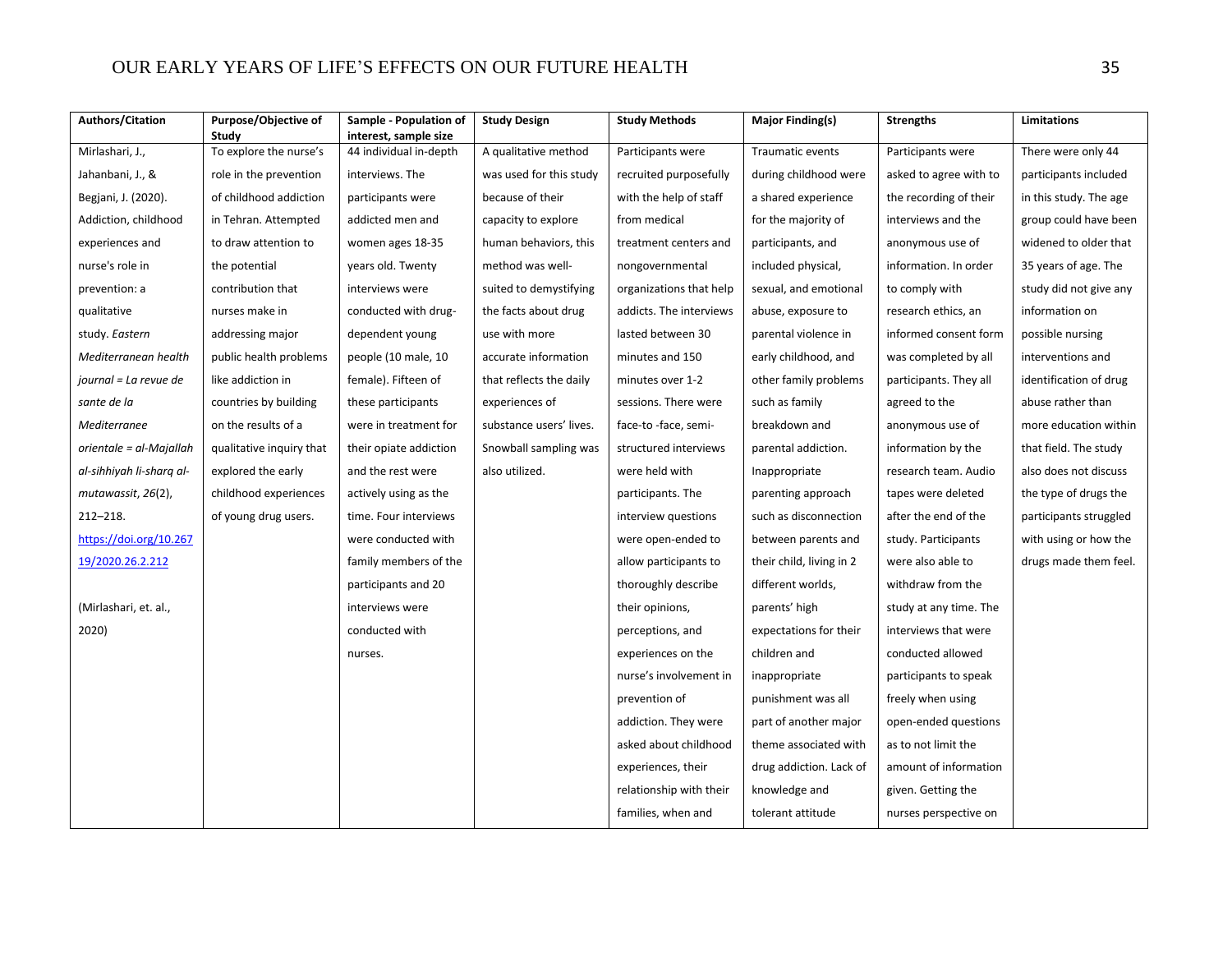| Authors/Citation | Purpose/Objective of Study | Sample - Population of interest, sample size | Study Design | Study Methods | Major Finding(s) | Strengths | Limitations |
|---|---|---|---|---|---|---|---|
| Mirlashari, J., Jahanbani, J., & Begjani, J. (2020). Addiction, childhood experiences and nurse's role in prevention: a qualitative study. *Eastern Mediterranean health journal = La revue de sante de la Mediterranee orientale = al-Majallah al-sihhiyah li-sharq al-mutawassit*, *26*(2), 212–218. https://doi.org/10.26719/2020.26.2.212<br><br>(Mirlashari, et. al., 2020) | To explore the nurse's role in the prevention of childhood addiction in Tehran. Attempted to draw attention to the potential contribution that nurses make in addressing major public health problems like addiction in countries by building on the results of a qualitative inquiry that explored the early childhood experiences of young drug users. | 44 individual in-depth interviews. The participants were addicted men and women ages 18-35 years old. Twenty interviews were conducted with drug-dependent young people (10 male, 10 female). Fifteen of these participants were in treatment for their opiate addiction and the rest were actively using as the time. Four interviews were conducted with family members of the participants and 20 interviews were conducted with nurses. | A qualitative method was used for this study because of their capacity to explore human behaviors, this method was well-suited to demystifying the facts about drug use with more accurate information that reflects the daily experiences of substance users' lives. Snowball sampling was also utilized. | Participants were recruited purposefully with the help of staff from medical treatment centers and nongovernmental organizations that help addicts. The interviews lasted between 30 minutes and 150 minutes over 1-2 sessions. There were face-to -face, semi-structured interviews were held with participants. The interview questions were open-ended to allow participants to thoroughly describe their opinions, perceptions, and experiences on the nurse's involvement in prevention of addiction. They were asked about childhood experiences, their relationship with their families, when and | Traumatic events during childhood were a shared experience for the majority of participants, and included physical, sexual, and emotional abuse, exposure to parental violence in early childhood, and other family problems such as family breakdown and parental addiction. Inappropriate parenting approach such as disconnection between parents and their child, living in 2 different worlds, parents' high expectations for their children and inappropriate punishment was all part of another major theme associated with drug addiction. Lack of knowledge and tolerant attitude | Participants were asked to agree with to the recording of their interviews and the anonymous use of information. In order to comply with research ethics, an informed consent form was completed by all participants. They all agreed to the anonymous use of information by the research team. Audio tapes were deleted after the end of the study. Participants were also able to withdraw from the study at any time. The interviews that were conducted allowed participants to speak freely when using open-ended questions as to not limit the amount of information given. Getting the nurses perspective on | There were only 44 participants included in this study. The age group could have been widened to older that 35 years of age. The study did not give any information on possible nursing interventions and identification of drug abuse rather than more education within that field. The study also does not discuss the type of drugs the participants struggled with using or how the drugs made them feel. |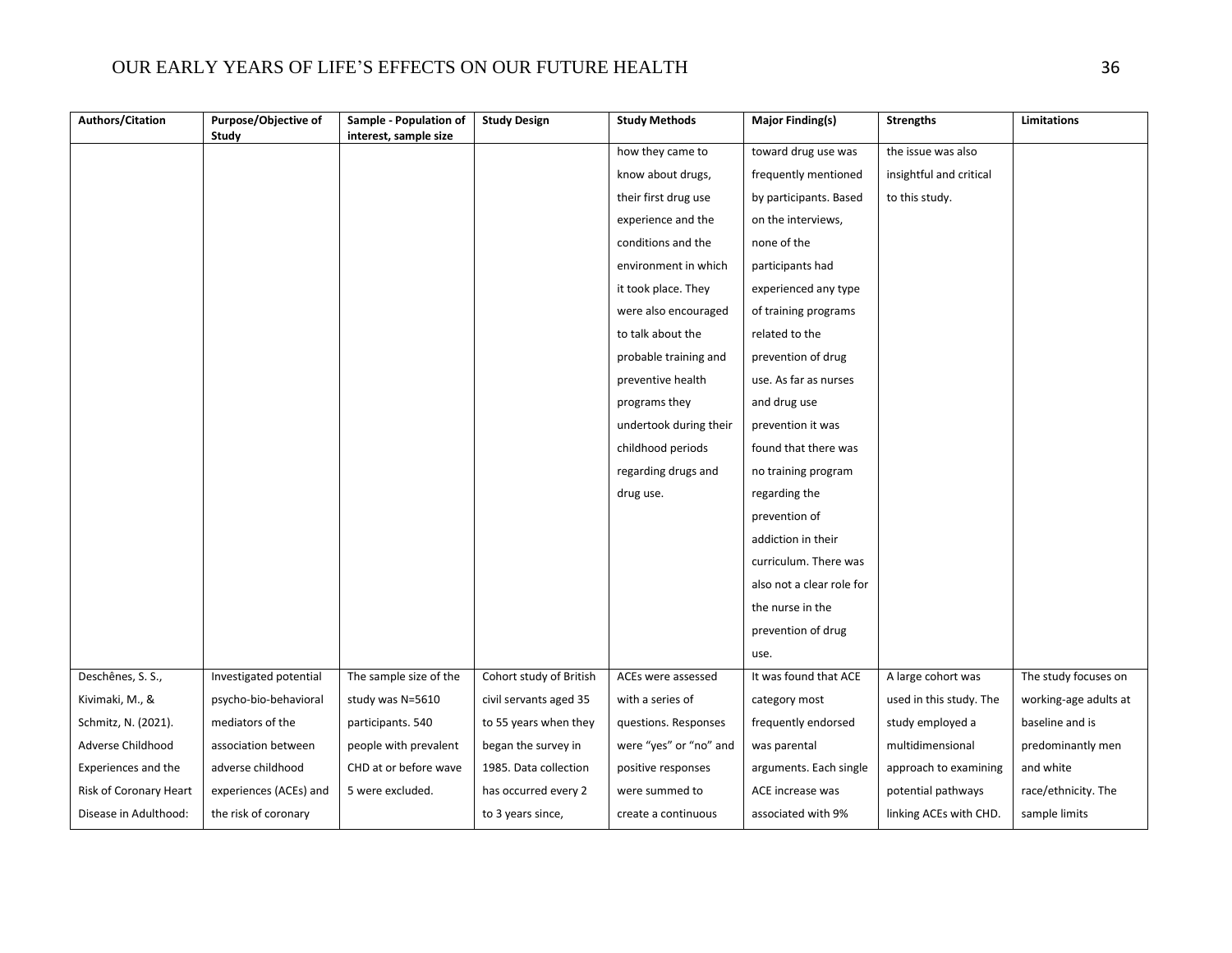| Authors/Citation | Purpose/Objective of Study | Sample - Population of interest, sample size | Study Design | Study Methods | Major Finding(s) | Strengths | Limitations |
|---|---|---|---|---|---|---|---|
| | | | | how they came to know about drugs, their first drug use experience and the conditions and the environment in which it took place. They were also encouraged to talk about the probable training and preventive health programs they undertook during their childhood periods regarding drugs and drug use. | toward drug use was frequently mentioned by participants. Based on the interviews, none of the participants had experienced any type of training programs related to the prevention of drug use. As far as nurses and drug use prevention it was found that there was no training program regarding the prevention of addiction in their curriculum. There was also not a clear role for the nurse in the prevention of drug use. | the issue was also insightful and critical to this study. | |
| Deschênes, S. S., Kivimaki, M., & Schmitz, N. (2021). Adverse Childhood Experiences and the Risk of Coronary Heart Disease in Adulthood: | Investigated potential psycho-bio-behavioral mediators of the association between adverse childhood experiences (ACEs) and the risk of coronary | The sample size of the study was N=5610 participants. 540 people with prevalent CHD at or before wave 5 were excluded. | Cohort study of British civil servants aged 35 to 55 years when they began the survey in 1985. Data collection has occurred every 2 to 3 years since, | ACEs were assessed with a series of questions. Responses were "yes" or "no" and positive responses were summed to create a continuous | It was found that ACE category most frequently endorsed was parental arguments. Each single ACE increase was associated with 9% | A large cohort was used in this study. The study employed a multidimensional approach to examining potential pathways linking ACEs with CHD. | The study focuses on working-age adults at baseline and is predominantly men and white race/ethnicity. The sample limits |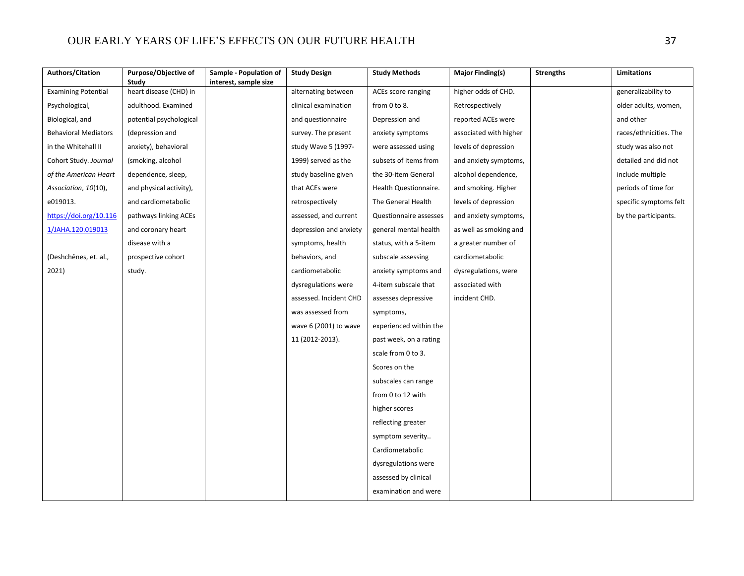| Authors/Citation | Purpose/Objective of Study | Sample - Population of interest, sample size | Study Design | Study Methods | Major Finding(s) | Strengths | Limitations |
|---|---|---|---|---|---|---|---|
| Examining Potential Psychological, Biological, and Behavioral Mediators in the Whitehall II Cohort Study. *Journal of the American Heart Association*, *10*(10), e019013. https://doi.org/10.1161/JAHA.120.019013<br><br>(Deshchênes, et. al., 2021) | heart disease (CHD) in adulthood. Examined potential psychological (depression and anxiety), behavioral (smoking, alcohol dependence, sleep, and physical activity), and cardiometabolic pathways linking ACEs and coronary heart disease with a prospective cohort study. | | alternating between clinical examination and questionnaire survey. The present study Wave 5 (1997-1999) served as the study baseline given that ACEs were retrospectively assessed, and current depression and anxiety symptoms, health behaviors, and cardiometabolic dysregulations were assessed. Incident CHD was assessed from wave 6 (2001) to wave 11 (2012-2013). | ACEs score ranging from 0 to 8. Depression and anxiety symptoms were assessed using subsets of items from the 30-item General Health Questionnaire. The General Health Questionnaire assesses general mental health status, with a 5-item subscale assessing anxiety symptoms and 4-item subscale that assesses depressive symptoms, experienced within the past week, on a rating scale from 0 to 3. Scores on the subscales can range from 0 to 12 with higher scores reflecting greater symptom severity.. Cardiometabolic dysregulations were assessed by clinical examination and were | higher odds of CHD. Retrospectively reported ACEs were associated with higher levels of depression and anxiety symptoms, alcohol dependence, and smoking. Higher levels of depression and anxiety symptoms, as well as smoking and a greater number of cardiometabolic dysregulations, were associated with incident CHD. | | generalizability to older adults, women, and other races/ethnicities. The study was also not detailed and did not include multiple periods of time for specific symptoms felt by the participants. |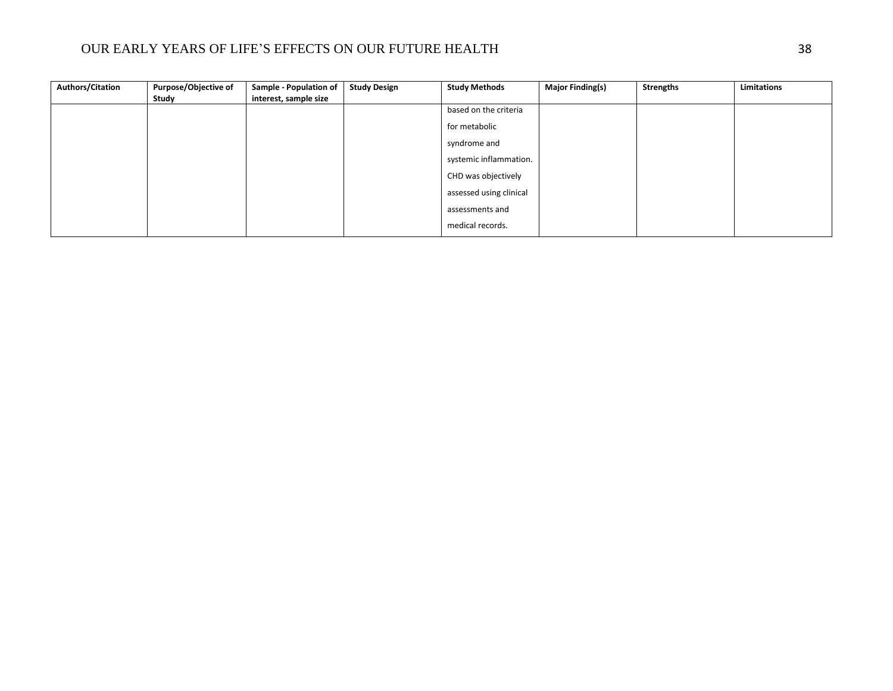| Authors/Citation | Purpose/Objective of Study | Sample - Population of interest, sample size | Study Design | Study Methods | Major Finding(s) | Strengths | Limitations |
|---|---|---|---|---|---|---|---|
| | | | | based on the criteria for metabolic syndrome and systemic inflammation. CHD was objectively assessed using clinical assessments and medical records. | | | |